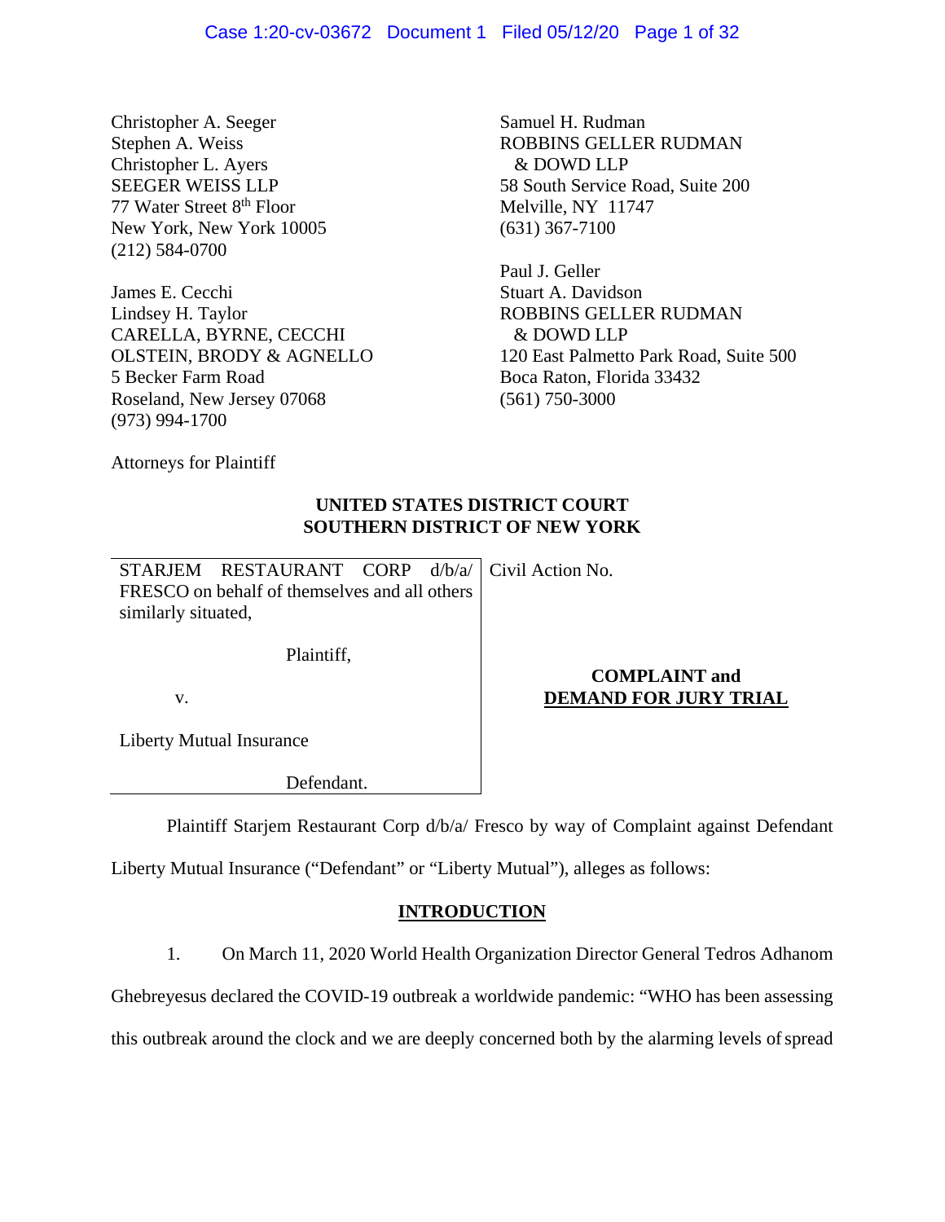Christopher A. Seeger
Stephen A. Weiss
Christopher L. Ayers
SEEGER WEISS LLP
77 Water Street 8th Floor
New York, New York 10005
(212) 584-0700

James E. Cecchi
Lindsey H. Taylor
CARELLA, BYRNE, CECCHI
OLSTEIN, BRODY & AGNELLO
5 Becker Farm Road
Roseland, New Jersey 07068
(973) 994-1700

Samuel H. Rudman
ROBBINS GELLER RUDMAN
& DOWD LLP
58 South Service Road, Suite 200
Melville, NY 11747
(631) 367-7100

Paul J. Geller
Stuart A. Davidson
ROBBINS GELLER RUDMAN
& DOWD LLP
120 East Palmetto Park Road, Suite 500
Boca Raton, Florida 33432
(561) 750-3000

Attorneys for Plaintiff

**UNITED STATES DISTRICT COURT**
**SOUTHERN DISTRICT OF NEW YORK**

STARJEM RESTAURANT CORP d/b/a/ FRESCO on behalf of themselves and all others similarly situated,

Plaintiff,

v.

Liberty Mutual Insurance

Defendant.

Civil Action No.

**COMPLAINT and**
**DEMAND FOR JURY TRIAL**

Plaintiff Starjem Restaurant Corp d/b/a/ Fresco by way of Complaint against Defendant Liberty Mutual Insurance ("Defendant" or "Liberty Mutual"), alleges as follows:

## INTRODUCTION

1. On March 11, 2020 World Health Organization Director General Tedros Adhanom Ghebreyesus declared the COVID-19 outbreak a worldwide pandemic: "WHO has been assessing this outbreak around the clock and we are deeply concerned both by the alarming levels of spread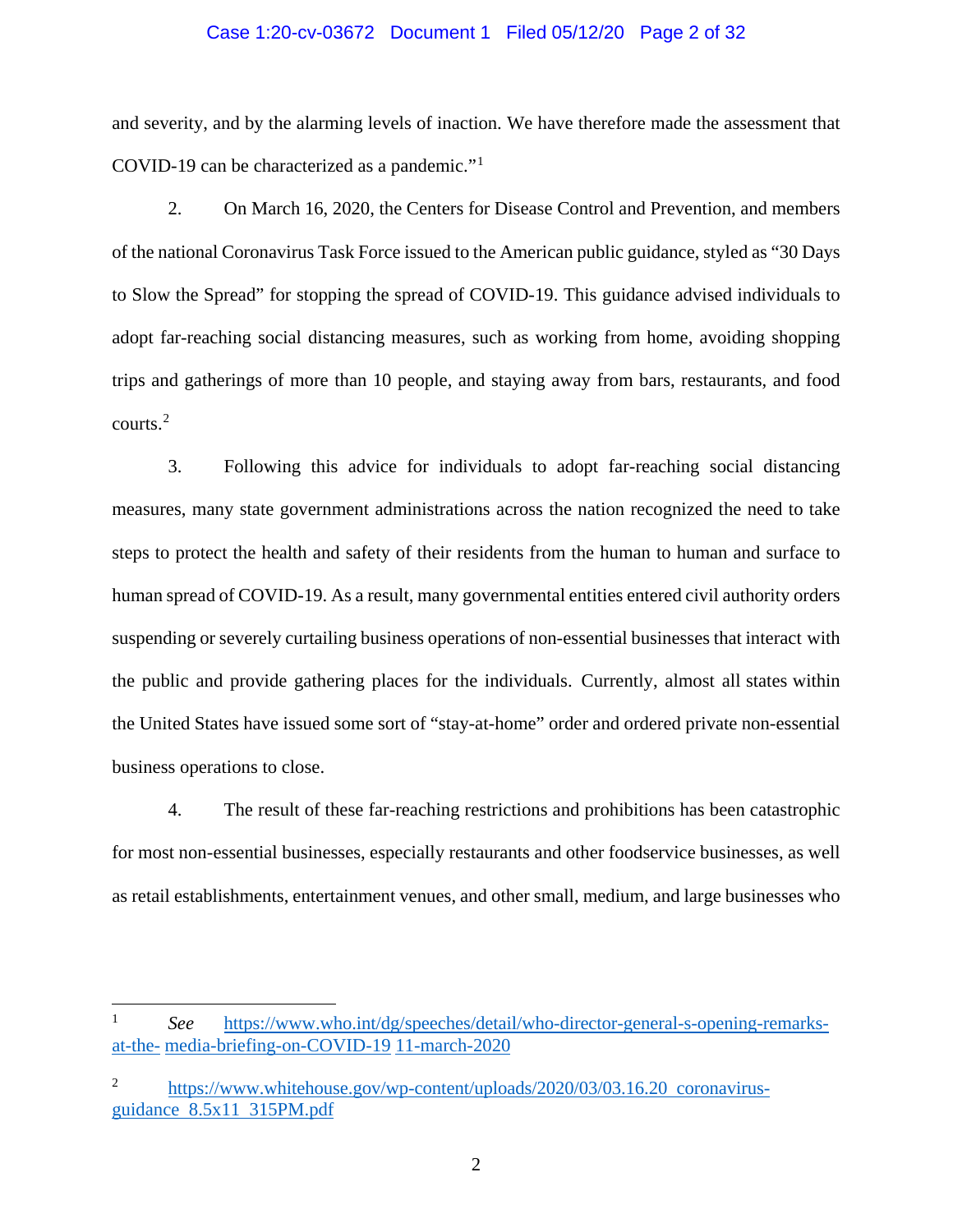and severity, and by the alarming levels of inaction. We have therefore made the assessment that COVID-19 can be characterized as a pandemic."[1]

2. On March 16, 2020, the Centers for Disease Control and Prevention, and members of the national Coronavirus Task Force issued to the American public guidance, styled as "30 Days to Slow the Spread" for stopping the spread of COVID-19. This guidance advised individuals to adopt far-reaching social distancing measures, such as working from home, avoiding shopping trips and gatherings of more than 10 people, and staying away from bars, restaurants, and food courts.[2]

3. Following this advice for individuals to adopt far-reaching social distancing measures, many state government administrations across the nation recognized the need to take steps to protect the health and safety of their residents from the human to human and surface to human spread of COVID-19. As a result, many governmental entities entered civil authority orders suspending or severely curtailing business operations of non-essential businesses that interact with the public and provide gathering places for the individuals. Currently, almost all states within the United States have issued some sort of "stay-at-home" order and ordered private non-essential business operations to close.

4. The result of these far-reaching restrictions and prohibitions has been catastrophic for most non-essential businesses, especially restaurants and other foodservice businesses, as well as retail establishments, entertainment venues, and other small, medium, and large businesses who

---

[1] *See* https://www.who.int/dg/speeches/detail/who-director-general-s-opening-remarks-at-the- media-briefing-on-COVID-19 11-march-2020

[2] https://www.whitehouse.gov/wp-content/uploads/2020/03/03.16.20_coronavirus-guidance_8.5x11_315PM.pdf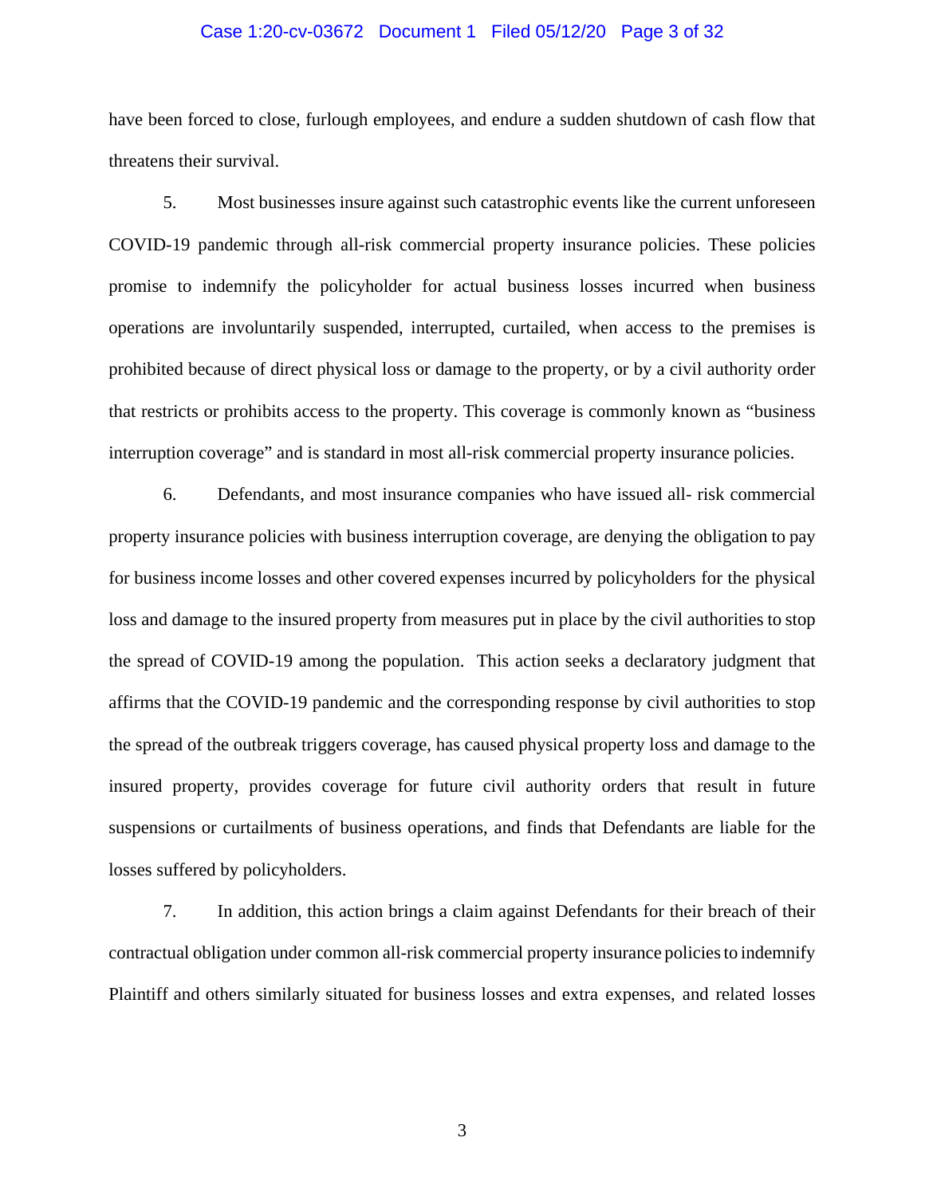have been forced to close, furlough employees, and endure a sudden shutdown of cash flow that threatens their survival.

5. Most businesses insure against such catastrophic events like the current unforeseen COVID-19 pandemic through all-risk commercial property insurance policies. These policies promise to indemnify the policyholder for actual business losses incurred when business operations are involuntarily suspended, interrupted, curtailed, when access to the premises is prohibited because of direct physical loss or damage to the property, or by a civil authority order that restricts or prohibits access to the property. This coverage is commonly known as "business interruption coverage" and is standard in most all-risk commercial property insurance policies.

6. Defendants, and most insurance companies who have issued all- risk commercial property insurance policies with business interruption coverage, are denying the obligation to pay for business income losses and other covered expenses incurred by policyholders for the physical loss and damage to the insured property from measures put in place by the civil authorities to stop the spread of COVID-19 among the population. This action seeks a declaratory judgment that affirms that the COVID-19 pandemic and the corresponding response by civil authorities to stop the spread of the outbreak triggers coverage, has caused physical property loss and damage to the insured property, provides coverage for future civil authority orders that result in future suspensions or curtailments of business operations, and finds that Defendants are liable for the losses suffered by policyholders.

7. In addition, this action brings a claim against Defendants for their breach of their contractual obligation under common all-risk commercial property insurance policies to indemnify Plaintiff and others similarly situated for business losses and extra expenses, and related losses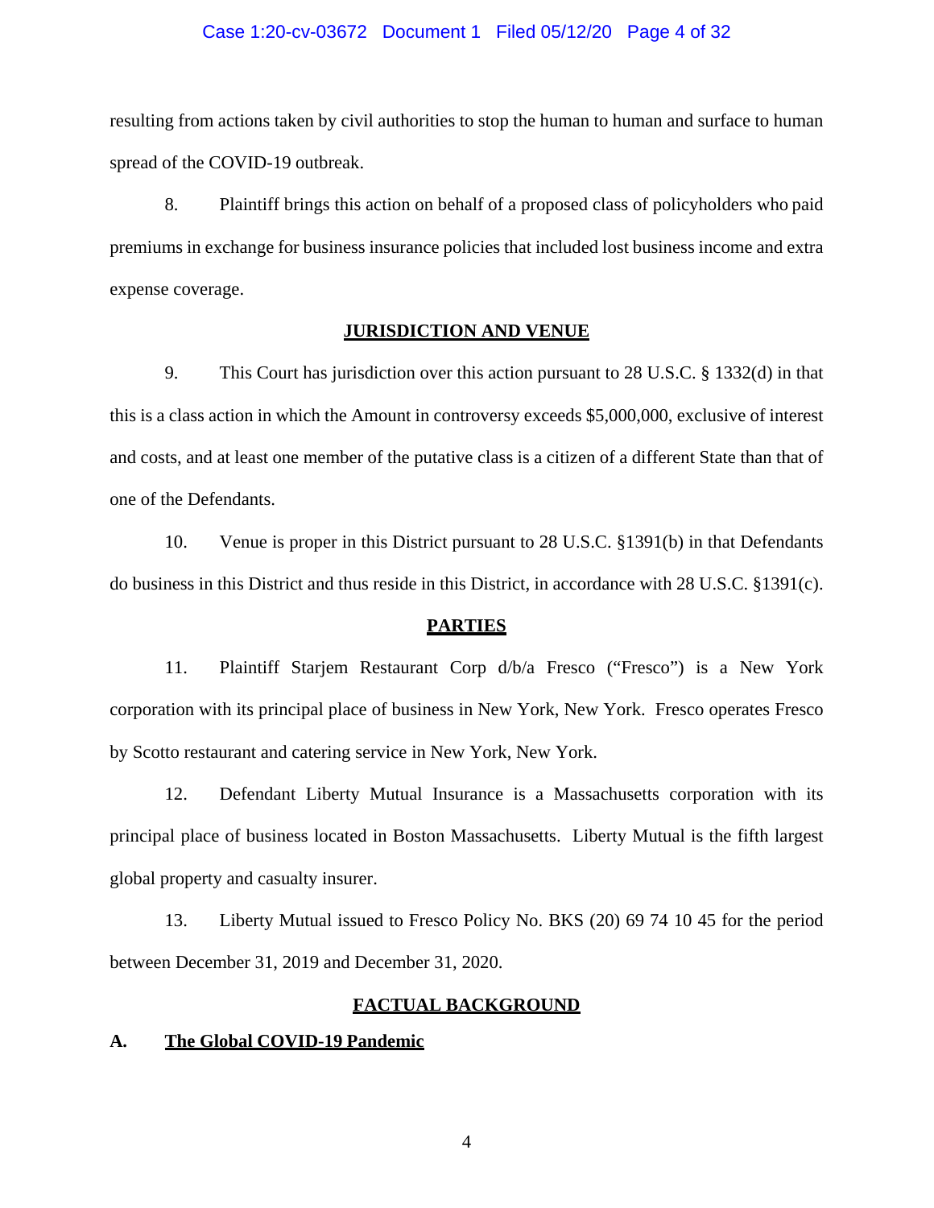resulting from actions taken by civil authorities to stop the human to human and surface to human spread of the COVID-19 outbreak.

8. Plaintiff brings this action on behalf of a proposed class of policyholders who paid premiums in exchange for business insurance policies that included lost business income and extra expense coverage.

## JURISDICTION AND VENUE

9. This Court has jurisdiction over this action pursuant to 28 U.S.C. § 1332(d) in that this is a class action in which the Amount in controversy exceeds $5,000,000, exclusive of interest and costs, and at least one member of the putative class is a citizen of a different State than that of one of the Defendants.

10. Venue is proper in this District pursuant to 28 U.S.C. §1391(b) in that Defendants do business in this District and thus reside in this District, in accordance with 28 U.S.C. §1391(c).

## PARTIES

11. Plaintiff Starjem Restaurant Corp d/b/a Fresco ("Fresco") is a New York corporation with its principal place of business in New York, New York. Fresco operates Fresco by Scotto restaurant and catering service in New York, New York.

12. Defendant Liberty Mutual Insurance is a Massachusetts corporation with its principal place of business located in Boston Massachusetts. Liberty Mutual is the fifth largest global property and casualty insurer.

13. Liberty Mutual issued to Fresco Policy No. BKS (20) 69 74 10 45 for the period between December 31, 2019 and December 31, 2020.

## FACTUAL BACKGROUND

### A. The Global COVID-19 Pandemic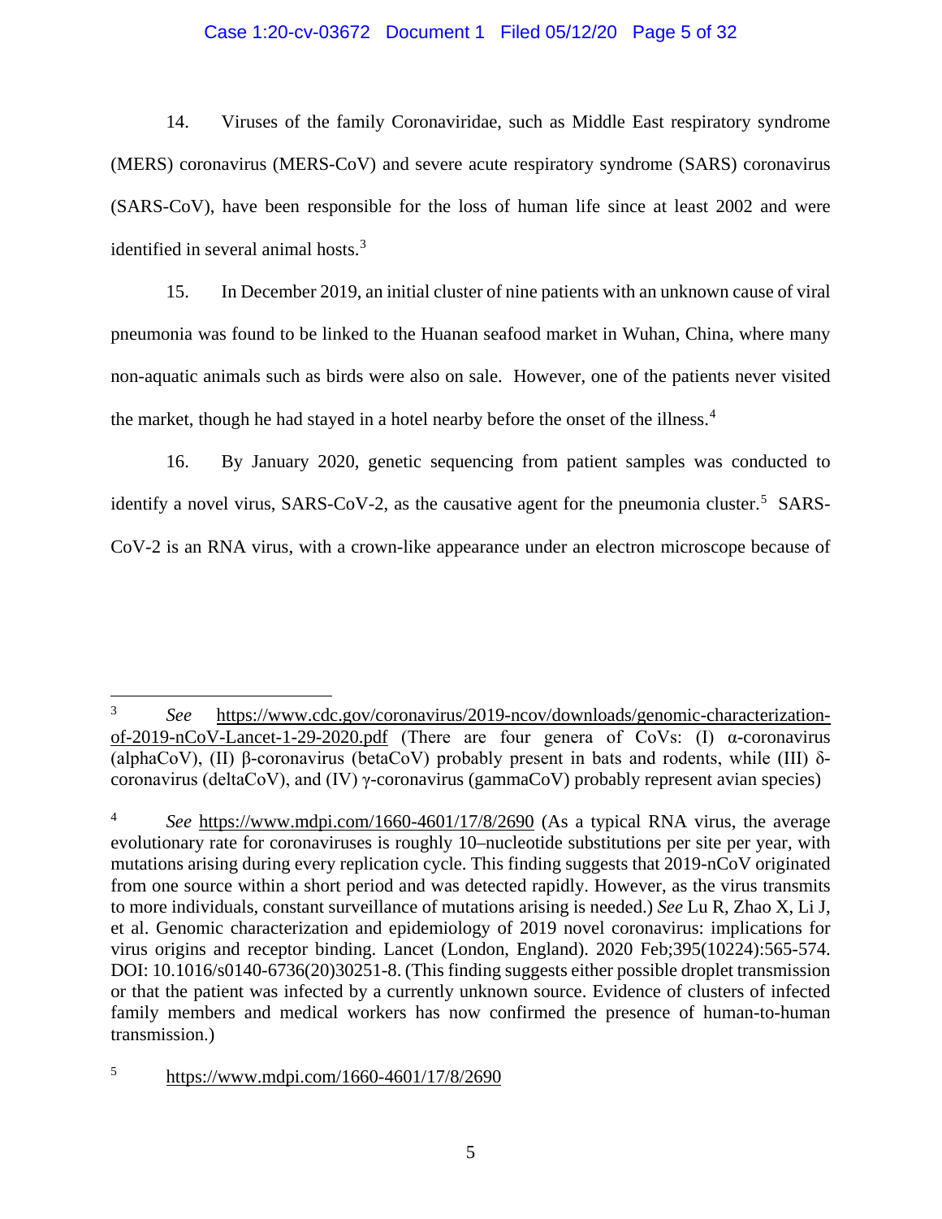14. Viruses of the family Coronaviridae, such as Middle East respiratory syndrome (MERS) coronavirus (MERS-CoV) and severe acute respiratory syndrome (SARS) coronavirus (SARS-CoV), have been responsible for the loss of human life since at least 2002 and were identified in several animal hosts.[3]

15. In December 2019, an initial cluster of nine patients with an unknown cause of viral pneumonia was found to be linked to the Huanan seafood market in Wuhan, China, where many non-aquatic animals such as birds were also on sale. However, one of the patients never visited the market, though he had stayed in a hotel nearby before the onset of the illness.[4]

16. By January 2020, genetic sequencing from patient samples was conducted to identify a novel virus, SARS-CoV-2, as the causative agent for the pneumonia cluster.[5] SARS-CoV-2 is an RNA virus, with a crown-like appearance under an electron microscope because of

---

[3] *See* https://www.cdc.gov/coronavirus/2019-ncov/downloads/genomic-characterization-of-2019-nCoV-Lancet-1-29-2020.pdf (There are four genera of CoVs: (I) α-coronavirus (alphaCoV), (II) β-coronavirus (betaCoV) probably present in bats and rodents, while (III) δ-coronavirus (deltaCoV), and (IV) γ-coronavirus (gammaCoV) probably represent avian species)

[4] *See* https://www.mdpi.com/1660-4601/17/8/2690 (As a typical RNA virus, the average evolutionary rate for coronaviruses is roughly 10–nucleotide substitutions per site per year, with mutations arising during every replication cycle. This finding suggests that 2019-nCoV originated from one source within a short period and was detected rapidly. However, as the virus transmits to more individuals, constant surveillance of mutations arising is needed.) *See* Lu R, Zhao X, Li J, et al. Genomic characterization and epidemiology of 2019 novel coronavirus: implications for virus origins and receptor binding. Lancet (London, England). 2020 Feb;395(10224):565-574. DOI: 10.1016/s0140-6736(20)30251-8. (This finding suggests either possible droplet transmission or that the patient was infected by a currently unknown source. Evidence of clusters of infected family members and medical workers has now confirmed the presence of human-to-human transmission.)

[5] https://www.mdpi.com/1660-4601/17/8/2690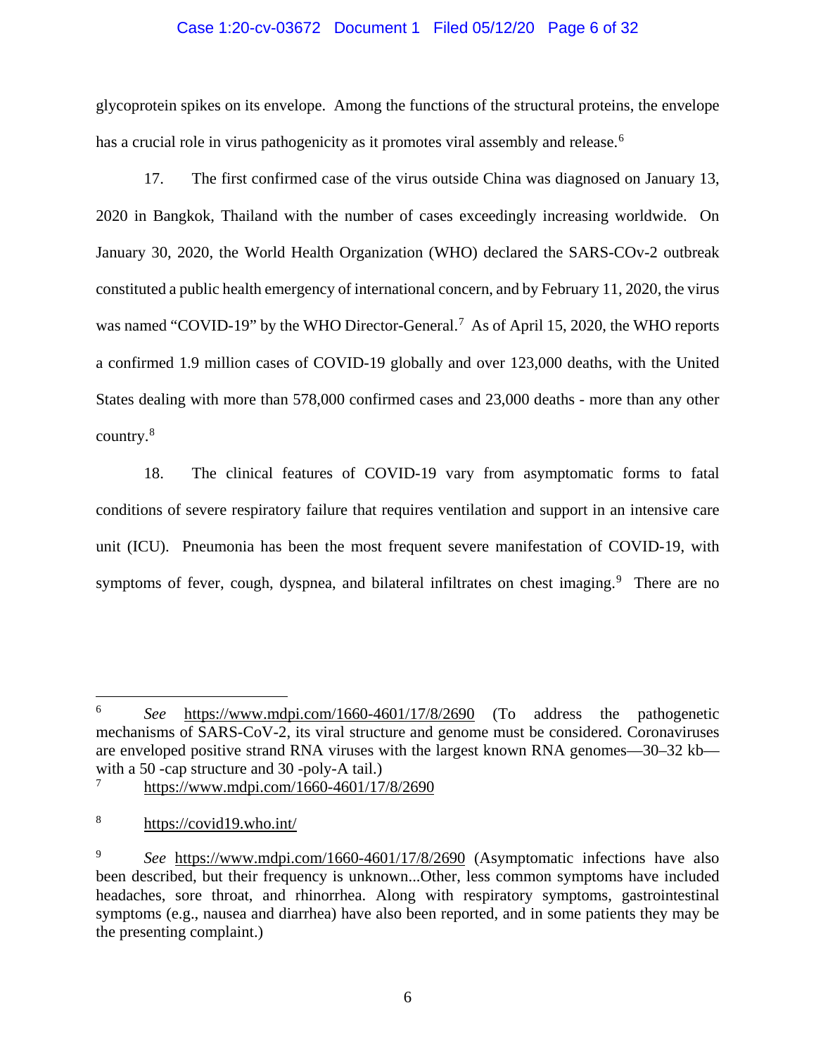glycoprotein spikes on its envelope. Among the functions of the structural proteins, the envelope has a crucial role in virus pathogenicity as it promotes viral assembly and release.[6]

17. The first confirmed case of the virus outside China was diagnosed on January 13, 2020 in Bangkok, Thailand with the number of cases exceedingly increasing worldwide. On January 30, 2020, the World Health Organization (WHO) declared the SARS-COv-2 outbreak constituted a public health emergency of international concern, and by February 11, 2020, the virus was named "COVID-19" by the WHO Director-General.[7] As of April 15, 2020, the WHO reports a confirmed 1.9 million cases of COVID-19 globally and over 123,000 deaths, with the United States dealing with more than 578,000 confirmed cases and 23,000 deaths - more than any other country.[8]

18. The clinical features of COVID-19 vary from asymptomatic forms to fatal conditions of severe respiratory failure that requires ventilation and support in an intensive care unit (ICU). Pneumonia has been the most frequent severe manifestation of COVID-19, with symptoms of fever, cough, dyspnea, and bilateral infiltrates on chest imaging.[9] There are no

---

[6] *See* https://www.mdpi.com/1660-4601/17/8/2690 (To address the pathogenetic mechanisms of SARS-CoV-2, its viral structure and genome must be considered. Coronaviruses are enveloped positive strand RNA viruses with the largest known RNA genomes—30–32 kb—with a 50 -cap structure and 30 -poly-A tail.)

[7] https://www.mdpi.com/1660-4601/17/8/2690

[8] https://covid19.who.int/

[9] *See* https://www.mdpi.com/1660-4601/17/8/2690 (Asymptomatic infections have also been described, but their frequency is unknown...Other, less common symptoms have included headaches, sore throat, and rhinorrhea. Along with respiratory symptoms, gastrointestinal symptoms (e.g., nausea and diarrhea) have also been reported, and in some patients they may be the presenting complaint.)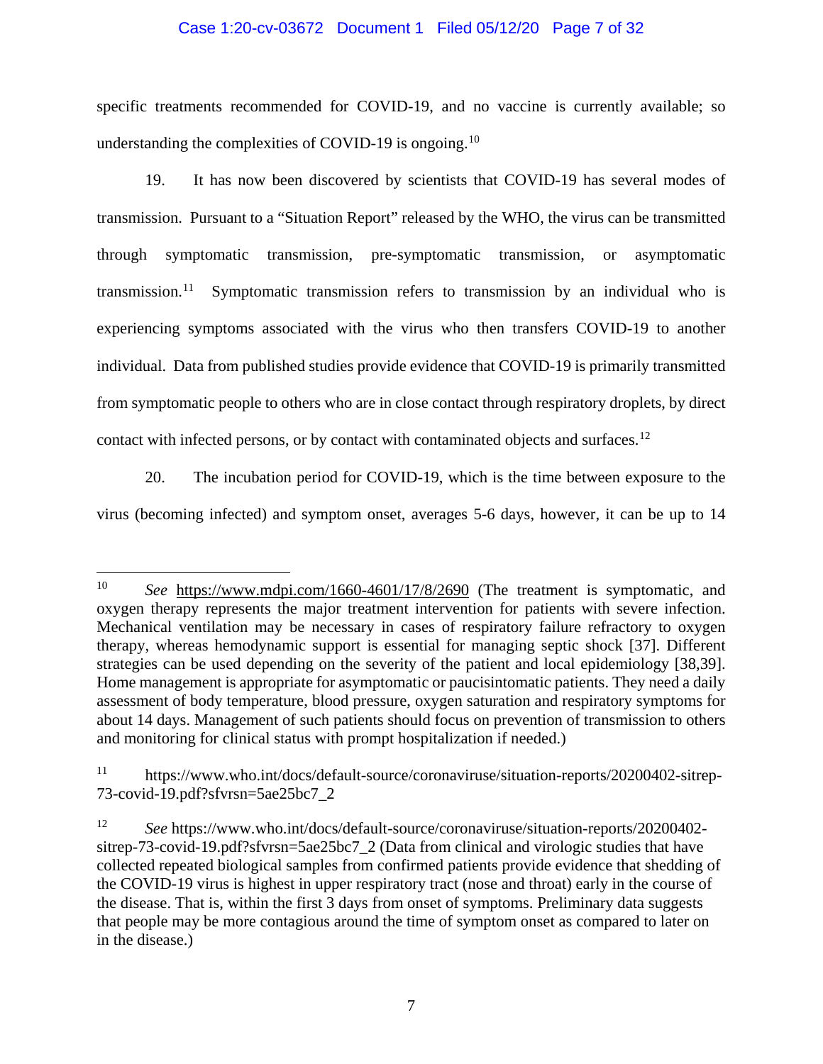specific treatments recommended for COVID-19, and no vaccine is currently available; so understanding the complexities of COVID-19 is ongoing.[10]

19. It has now been discovered by scientists that COVID-19 has several modes of transmission. Pursuant to a "Situation Report" released by the WHO, the virus can be transmitted through symptomatic transmission, pre-symptomatic transmission, or asymptomatic transmission.[11] Symptomatic transmission refers to transmission by an individual who is experiencing symptoms associated with the virus who then transfers COVID-19 to another individual. Data from published studies provide evidence that COVID-19 is primarily transmitted from symptomatic people to others who are in close contact through respiratory droplets, by direct contact with infected persons, or by contact with contaminated objects and surfaces.[12]

20. The incubation period for COVID-19, which is the time between exposure to the virus (becoming infected) and symptom onset, averages 5-6 days, however, it can be up to 14

---

[10] *See* https://www.mdpi.com/1660-4601/17/8/2690 (The treatment is symptomatic, and oxygen therapy represents the major treatment intervention for patients with severe infection. Mechanical ventilation may be necessary in cases of respiratory failure refractory to oxygen therapy, whereas hemodynamic support is essential for managing septic shock [37]. Different strategies can be used depending on the severity of the patient and local epidemiology [38,39]. Home management is appropriate for asymptomatic or paucisintomatic patients. They need a daily assessment of body temperature, blood pressure, oxygen saturation and respiratory symptoms for about 14 days. Management of such patients should focus on prevention of transmission to others and monitoring for clinical status with prompt hospitalization if needed.)

[11] https://www.who.int/docs/default-source/coronaviruse/situation-reports/20200402-sitrep-73-covid-19.pdf?sfvrsn=5ae25bc7_2

[12] *See* https://www.who.int/docs/default-source/coronaviruse/situation-reports/20200402-sitrep-73-covid-19.pdf?sfvrsn=5ae25bc7_2 (Data from clinical and virologic studies that have collected repeated biological samples from confirmed patients provide evidence that shedding of the COVID-19 virus is highest in upper respiratory tract (nose and throat) early in the course of the disease. That is, within the first 3 days from onset of symptoms. Preliminary data suggests that people may be more contagious around the time of symptom onset as compared to later on in the disease.)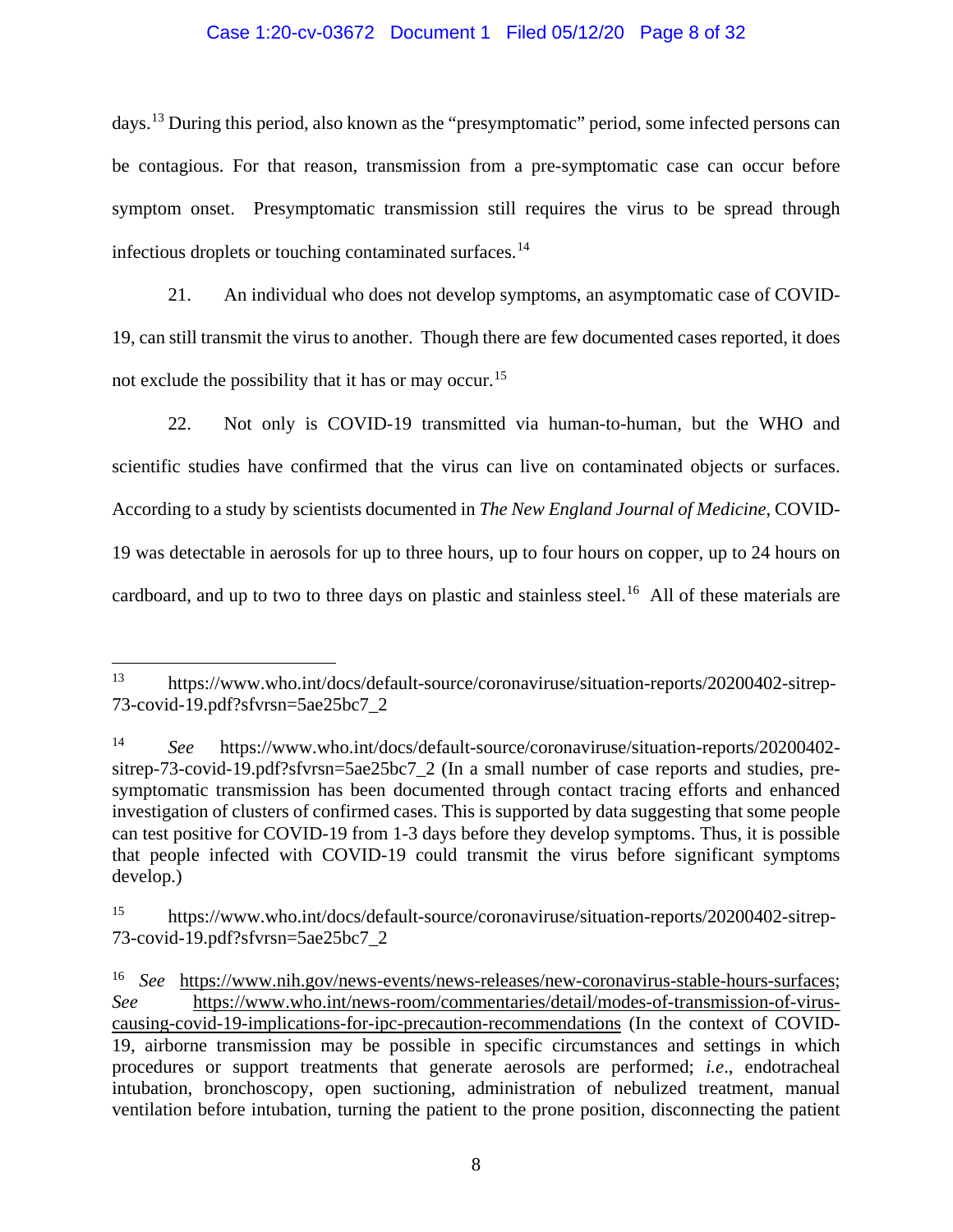days.[13] During this period, also known as the "presymptomatic" period, some infected persons can be contagious. For that reason, transmission from a pre-symptomatic case can occur before symptom onset. Presymptomatic transmission still requires the virus to be spread through infectious droplets or touching contaminated surfaces.[14]

21. An individual who does not develop symptoms, an asymptomatic case of COVID-19, can still transmit the virus to another. Though there are few documented cases reported, it does not exclude the possibility that it has or may occur.[15]

22. Not only is COVID-19 transmitted via human-to-human, but the WHO and scientific studies have confirmed that the virus can live on contaminated objects or surfaces. According to a study by scientists documented in *The New England Journal of Medicine*, COVID-19 was detectable in aerosols for up to three hours, up to four hours on copper, up to 24 hours on cardboard, and up to two to three days on plastic and stainless steel.[16] All of these materials are

---

[13] https://www.who.int/docs/default-source/coronaviruse/situation-reports/20200402-sitrep-73-covid-19.pdf?sfvrsn=5ae25bc7_2

[14] *See* https://www.who.int/docs/default-source/coronaviruse/situation-reports/20200402-sitrep-73-covid-19.pdf?sfvrsn=5ae25bc7_2 (In a small number of case reports and studies, pre-symptomatic transmission has been documented through contact tracing efforts and enhanced investigation of clusters of confirmed cases. This is supported by data suggesting that some people can test positive for COVID-19 from 1-3 days before they develop symptoms. Thus, it is possible that people infected with COVID-19 could transmit the virus before significant symptoms develop.)

[15] https://www.who.int/docs/default-source/coronaviruse/situation-reports/20200402-sitrep-73-covid-19.pdf?sfvrsn=5ae25bc7_2

[16] *See* https://www.nih.gov/news-events/news-releases/new-coronavirus-stable-hours-surfaces; *See* https://www.who.int/news-room/commentaries/detail/modes-of-transmission-of-virus-causing-covid-19-implications-for-ipc-precaution-recommendations (In the context of COVID-19, airborne transmission may be possible in specific circumstances and settings in which procedures or support treatments that generate aerosols are performed; *i.e*., endotracheal intubation, bronchoscopy, open suctioning, administration of nebulized treatment, manual ventilation before intubation, turning the patient to the prone position, disconnecting the patient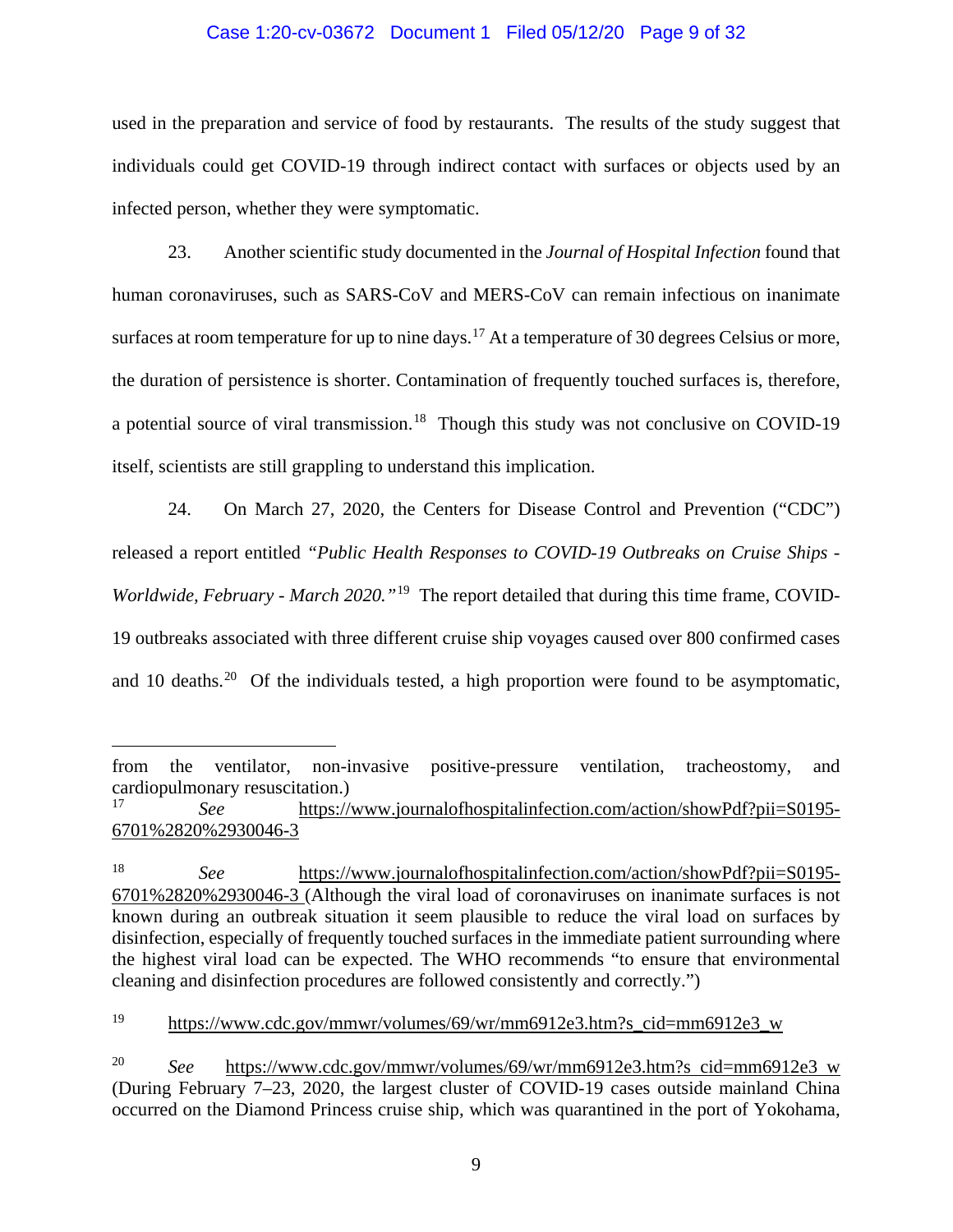used in the preparation and service of food by restaurants. The results of the study suggest that individuals could get COVID-19 through indirect contact with surfaces or objects used by an infected person, whether they were symptomatic.

23. Another scientific study documented in the *Journal of Hospital Infection* found that human coronaviruses, such as SARS-CoV and MERS-CoV can remain infectious on inanimate surfaces at room temperature for up to nine days.[17] At a temperature of 30 degrees Celsius or more, the duration of persistence is shorter. Contamination of frequently touched surfaces is, therefore, a potential source of viral transmission.[18] Though this study was not conclusive on COVID-19 itself, scientists are still grappling to understand this implication.

24. On March 27, 2020, the Centers for Disease Control and Prevention ("CDC") released a report entitled *"Public Health Responses to COVID-19 Outbreaks on Cruise Ships - Worldwide, February - March 2020."*[19] The report detailed that during this time frame, COVID-19 outbreaks associated with three different cruise ship voyages caused over 800 confirmed cases and 10 deaths.[20] Of the individuals tested, a high proportion were found to be asymptomatic,

---

from the ventilator, non-invasive positive-pressure ventilation, tracheostomy, and cardiopulmonary resuscitation.)

[17] *See* https://www.journalofhospitalinfection.com/action/showPdf?pii=S0195-6701%2820%2930046-3

[18] *See* https://www.journalofhospitalinfection.com/action/showPdf?pii=S0195-6701%2820%2930046-3 (Although the viral load of coronaviruses on inanimate surfaces is not known during an outbreak situation it seem plausible to reduce the viral load on surfaces by disinfection, especially of frequently touched surfaces in the immediate patient surrounding where the highest viral load can be expected. The WHO recommends "to ensure that environmental cleaning and disinfection procedures are followed consistently and correctly.")

[19] https://www.cdc.gov/mmwr/volumes/69/wr/mm6912e3.htm?s_cid=mm6912e3_w

[20] *See* https://www.cdc.gov/mmwr/volumes/69/wr/mm6912e3.htm?s_cid=mm6912e3_w (During February 7–23, 2020, the largest cluster of COVID-19 cases outside mainland China occurred on the Diamond Princess cruise ship, which was quarantined in the port of Yokohama,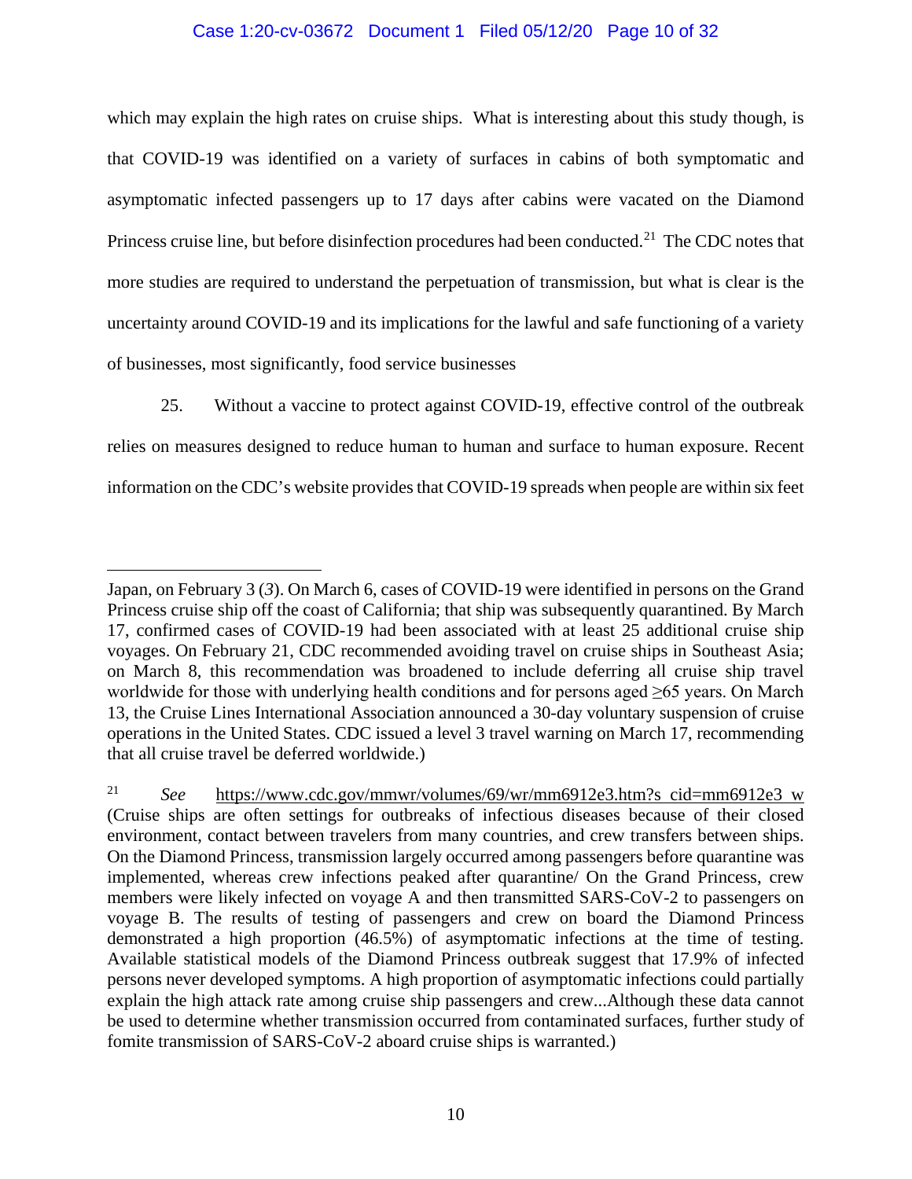which may explain the high rates on cruise ships. What is interesting about this study though, is that COVID-19 was identified on a variety of surfaces in cabins of both symptomatic and asymptomatic infected passengers up to 17 days after cabins were vacated on the Diamond Princess cruise line, but before disinfection procedures had been conducted.[21] The CDC notes that more studies are required to understand the perpetuation of transmission, but what is clear is the uncertainty around COVID-19 and its implications for the lawful and safe functioning of a variety of businesses, most significantly, food service businesses

25. Without a vaccine to protect against COVID-19, effective control of the outbreak relies on measures designed to reduce human to human and surface to human exposure. Recent information on the CDC's website provides that COVID-19 spreads when people are within six feet

---

Japan, on February 3 (*3*). On March 6, cases of COVID-19 were identified in persons on the Grand Princess cruise ship off the coast of California; that ship was subsequently quarantined. By March 17, confirmed cases of COVID-19 had been associated with at least 25 additional cruise ship voyages. On February 21, CDC recommended avoiding travel on cruise ships in Southeast Asia; on March 8, this recommendation was broadened to include deferring all cruise ship travel worldwide for those with underlying health conditions and for persons aged ≥65 years. On March 13, the Cruise Lines International Association announced a 30-day voluntary suspension of cruise operations in the United States. CDC issued a level 3 travel warning on March 17, recommending that all cruise travel be deferred worldwide.)

[21] *See* https://www.cdc.gov/mmwr/volumes/69/wr/mm6912e3.htm?s_cid=mm6912e3_w (Cruise ships are often settings for outbreaks of infectious diseases because of their closed environment, contact between travelers from many countries, and crew transfers between ships. On the Diamond Princess, transmission largely occurred among passengers before quarantine was implemented, whereas crew infections peaked after quarantine/ On the Grand Princess, crew members were likely infected on voyage A and then transmitted SARS-CoV-2 to passengers on voyage B. The results of testing of passengers and crew on board the Diamond Princess demonstrated a high proportion (46.5%) of asymptomatic infections at the time of testing. Available statistical models of the Diamond Princess outbreak suggest that 17.9% of infected persons never developed symptoms. A high proportion of asymptomatic infections could partially explain the high attack rate among cruise ship passengers and crew...Although these data cannot be used to determine whether transmission occurred from contaminated surfaces, further study of fomite transmission of SARS-CoV-2 aboard cruise ships is warranted.)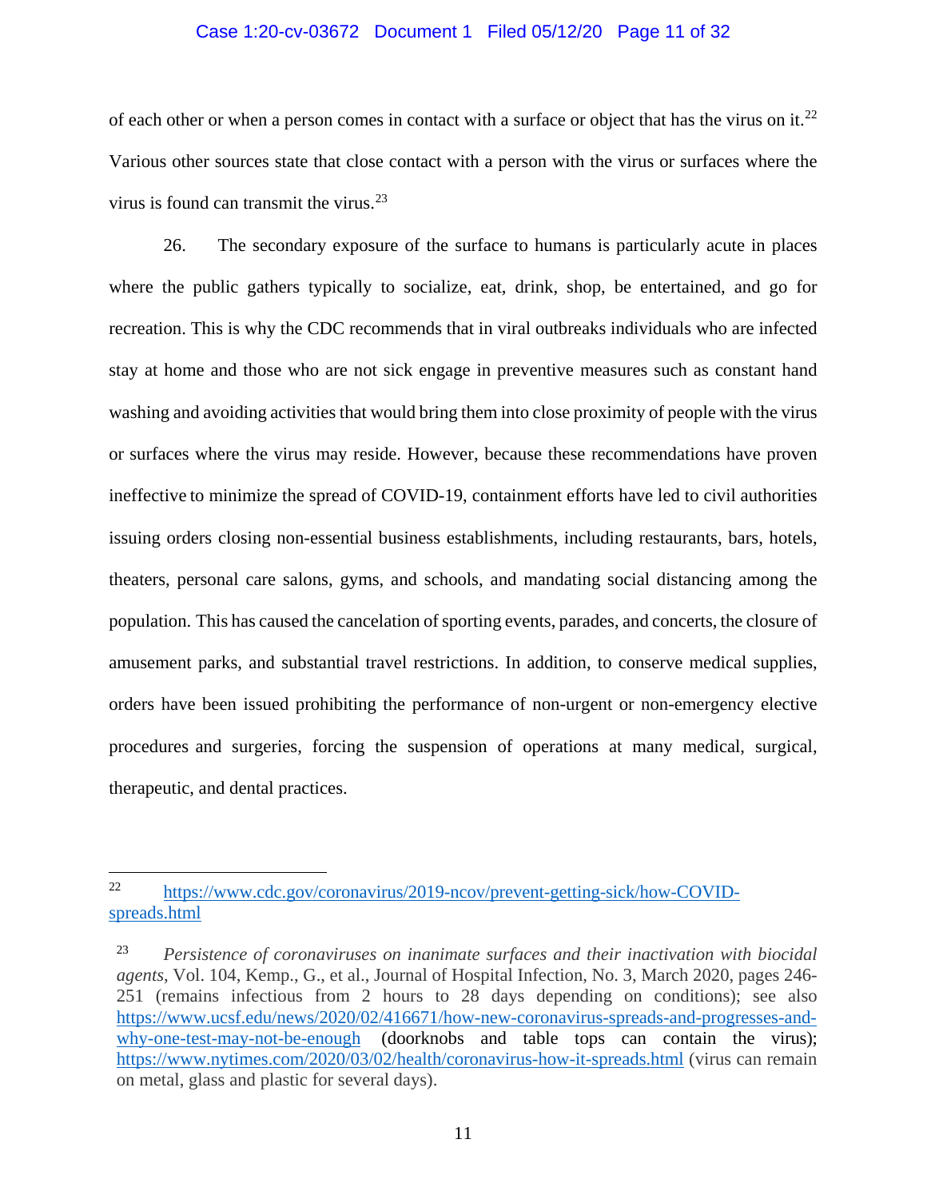of each other or when a person comes in contact with a surface or object that has the virus on it.[22] Various other sources state that close contact with a person with the virus or surfaces where the virus is found can transmit the virus.[23]

26. The secondary exposure of the surface to humans is particularly acute in places where the public gathers typically to socialize, eat, drink, shop, be entertained, and go for recreation. This is why the CDC recommends that in viral outbreaks individuals who are infected stay at home and those who are not sick engage in preventive measures such as constant hand washing and avoiding activities that would bring them into close proximity of people with the virus or surfaces where the virus may reside. However, because these recommendations have proven ineffective to minimize the spread of COVID-19, containment efforts have led to civil authorities issuing orders closing non-essential business establishments, including restaurants, bars, hotels, theaters, personal care salons, gyms, and schools, and mandating social distancing among the population. This has caused the cancelation of sporting events, parades, and concerts, the closure of amusement parks, and substantial travel restrictions. In addition, to conserve medical supplies, orders have been issued prohibiting the performance of non-urgent or non-emergency elective procedures and surgeries, forcing the suspension of operations at many medical, surgical, therapeutic, and dental practices.

---

[22] https://www.cdc.gov/coronavirus/2019-ncov/prevent-getting-sick/how-COVID-spreads.html

[23] *Persistence of coronaviruses on inanimate surfaces and their inactivation with biocidal agents*, Vol. 104, Kemp., G., et al., Journal of Hospital Infection, No. 3, March 2020, pages 246-251 (remains infectious from 2 hours to 28 days depending on conditions); see also https://www.ucsf.edu/news/2020/02/416671/how-new-coronavirus-spreads-and-progresses-and-why-one-test-may-not-be-enough (doorknobs and table tops can contain the virus); https://www.nytimes.com/2020/03/02/health/coronavirus-how-it-spreads.html (virus can remain on metal, glass and plastic for several days).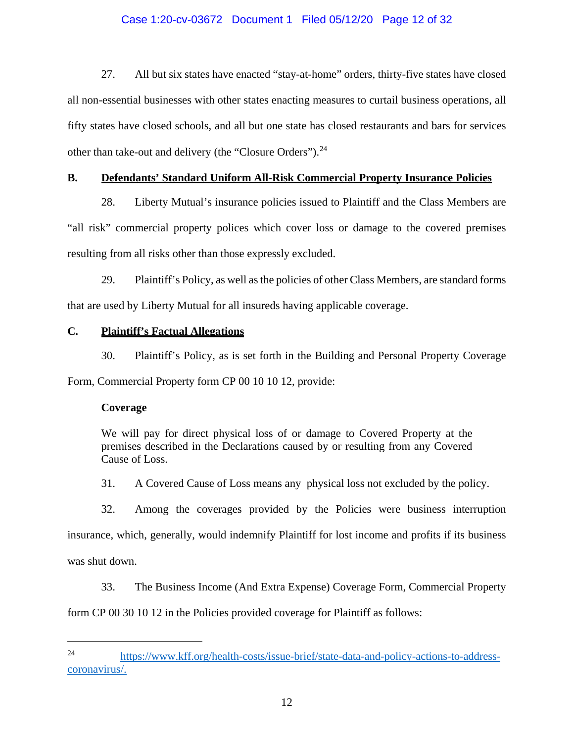27. All but six states have enacted "stay-at-home" orders, thirty-five states have closed all non-essential businesses with other states enacting measures to curtail business operations, all fifty states have closed schools, and all but one state has closed restaurants and bars for services other than take-out and delivery (the "Closure Orders").[24]

**B. <u>Defendants' Standard Uniform All-Risk Commercial Property Insurance Policies</u>**

28. Liberty Mutual's insurance policies issued to Plaintiff and the Class Members are "all risk" commercial property polices which cover loss or damage to the covered premises resulting from all risks other than those expressly excluded.

29. Plaintiff's Policy, as well as the policies of other Class Members, are standard forms that are used by Liberty Mutual for all insureds having applicable coverage.

**C. <u>Plaintiff's Factual Allegations</u>**

30. Plaintiff's Policy, as is set forth in the Building and Personal Property Coverage Form, Commercial Property form CP 00 10 10 12, provide:

> **Coverage**
>
> We will pay for direct physical loss of or damage to Covered Property at the premises described in the Declarations caused by or resulting from any Covered Cause of Loss.

31. A Covered Cause of Loss means any physical loss not excluded by the policy.

32. Among the coverages provided by the Policies were business interruption insurance, which, generally, would indemnify Plaintiff for lost income and profits if its business was shut down.

33. The Business Income (And Extra Expense) Coverage Form, Commercial Property form CP 00 30 10 12 in the Policies provided coverage for Plaintiff as follows:

---

[24] https://www.kff.org/health-costs/issue-brief/state-data-and-policy-actions-to-address-coronavirus/.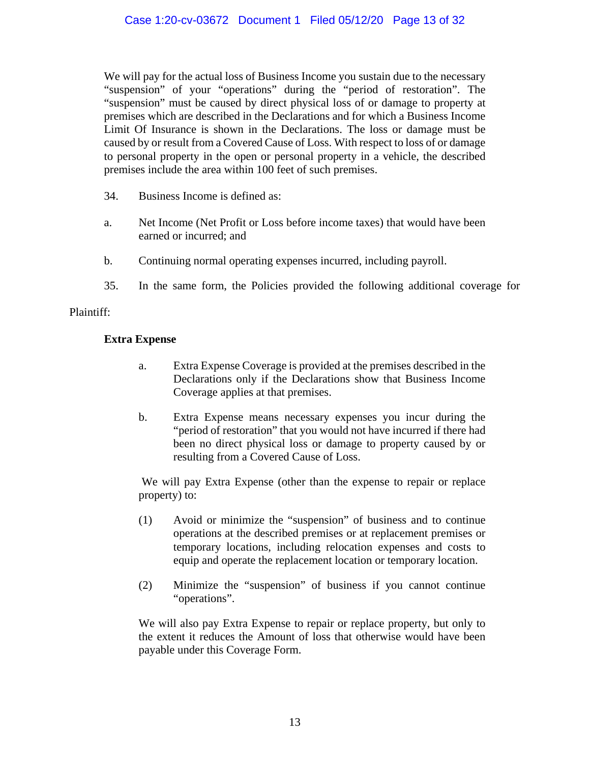We will pay for the actual loss of Business Income you sustain due to the necessary "suspension" of your "operations" during the "period of restoration". The "suspension" must be caused by direct physical loss of or damage to property at premises which are described in the Declarations and for which a Business Income Limit Of Insurance is shown in the Declarations. The loss or damage must be caused by or result from a Covered Cause of Loss. With respect to loss of or damage to personal property in the open or personal property in a vehicle, the described premises include the area within 100 feet of such premises.

34. Business Income is defined as:

a. Net Income (Net Profit or Loss before income taxes) that would have been earned or incurred; and

b. Continuing normal operating expenses incurred, including payroll.

35. In the same form, the Policies provided the following additional coverage for Plaintiff:

**Extra Expense**

a. Extra Expense Coverage is provided at the premises described in the Declarations only if the Declarations show that Business Income Coverage applies at that premises.

b. Extra Expense means necessary expenses you incur during the "period of restoration" that you would not have incurred if there had been no direct physical loss or damage to property caused by or resulting from a Covered Cause of Loss.

We will pay Extra Expense (other than the expense to repair or replace property) to:

(1) Avoid or minimize the "suspension" of business and to continue operations at the described premises or at replacement premises or temporary locations, including relocation expenses and costs to equip and operate the replacement location or temporary location.

(2) Minimize the "suspension" of business if you cannot continue "operations".

We will also pay Extra Expense to repair or replace property, but only to the extent it reduces the Amount of loss that otherwise would have been payable under this Coverage Form.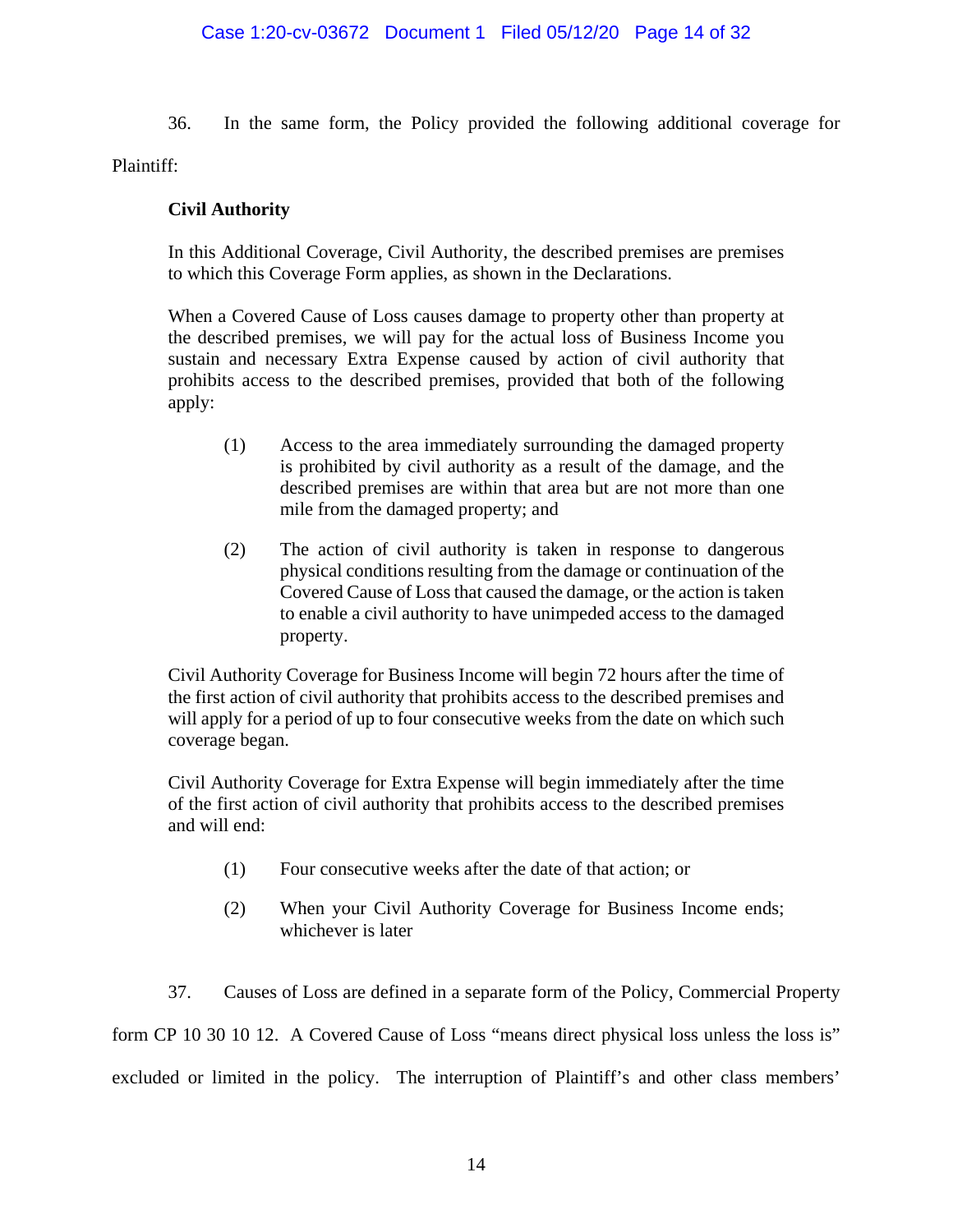36. In the same form, the Policy provided the following additional coverage for Plaintiff:

> **Civil Authority**
>
> In this Additional Coverage, Civil Authority, the described premises are premises to which this Coverage Form applies, as shown in the Declarations.
>
> When a Covered Cause of Loss causes damage to property other than property at the described premises, we will pay for the actual loss of Business Income you sustain and necessary Extra Expense caused by action of civil authority that prohibits access to the described premises, provided that both of the following apply:
>
> (1) Access to the area immediately surrounding the damaged property is prohibited by civil authority as a result of the damage, and the described premises are within that area but are not more than one mile from the damaged property; and
>
> (2) The action of civil authority is taken in response to dangerous physical conditions resulting from the damage or continuation of the Covered Cause of Loss that caused the damage, or the action is taken to enable a civil authority to have unimpeded access to the damaged property.
>
> Civil Authority Coverage for Business Income will begin 72 hours after the time of the first action of civil authority that prohibits access to the described premises and will apply for a period of up to four consecutive weeks from the date on which such coverage began.
>
> Civil Authority Coverage for Extra Expense will begin immediately after the time of the first action of civil authority that prohibits access to the described premises and will end:
>
> (1) Four consecutive weeks after the date of that action; or
>
> (2) When your Civil Authority Coverage for Business Income ends; whichever is later

37. Causes of Loss are defined in a separate form of the Policy, Commercial Property form CP 10 30 10 12. A Covered Cause of Loss "means direct physical loss unless the loss is" excluded or limited in the policy. The interruption of Plaintiff's and other class members'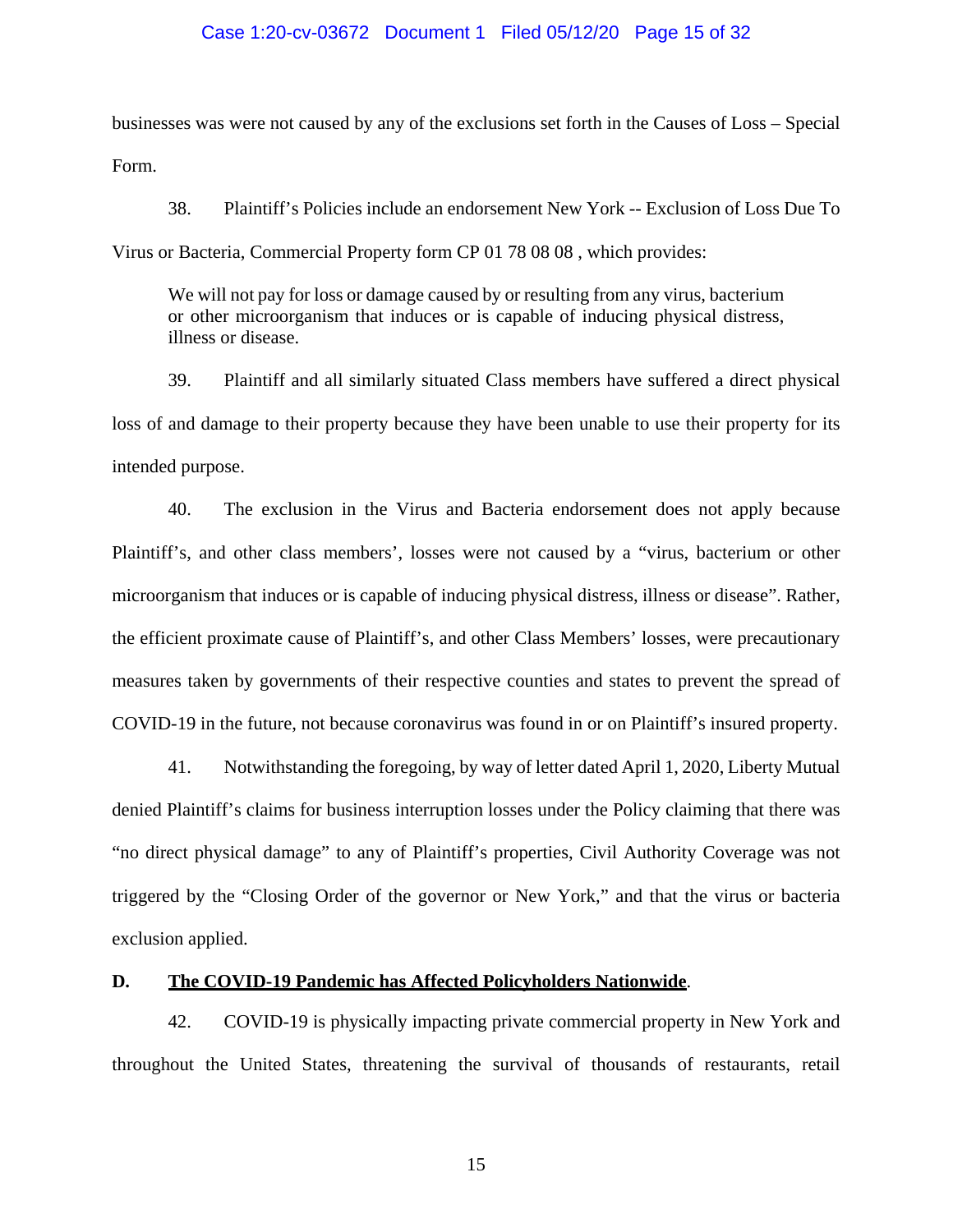businesses was were not caused by any of the exclusions set forth in the Causes of Loss – Special Form.

38. Plaintiff's Policies include an endorsement New York -- Exclusion of Loss Due To Virus or Bacteria, Commercial Property form CP 01 78 08 08 , which provides:

> We will not pay for loss or damage caused by or resulting from any virus, bacterium or other microorganism that induces or is capable of inducing physical distress, illness or disease.

39. Plaintiff and all similarly situated Class members have suffered a direct physical loss of and damage to their property because they have been unable to use their property for its intended purpose.

40. The exclusion in the Virus and Bacteria endorsement does not apply because Plaintiff's, and other class members', losses were not caused by a "virus, bacterium or other microorganism that induces or is capable of inducing physical distress, illness or disease". Rather, the efficient proximate cause of Plaintiff's, and other Class Members' losses, were precautionary measures taken by governments of their respective counties and states to prevent the spread of COVID-19 in the future, not because coronavirus was found in or on Plaintiff's insured property.

41. Notwithstanding the foregoing, by way of letter dated April 1, 2020, Liberty Mutual denied Plaintiff's claims for business interruption losses under the Policy claiming that there was "no direct physical damage" to any of Plaintiff's properties, Civil Authority Coverage was not triggered by the "Closing Order of the governor or New York," and that the virus or bacteria exclusion applied.

**D. <u>The COVID-19 Pandemic has Affected Policyholders Nationwide</u>.**

42. COVID-19 is physically impacting private commercial property in New York and throughout the United States, threatening the survival of thousands of restaurants, retail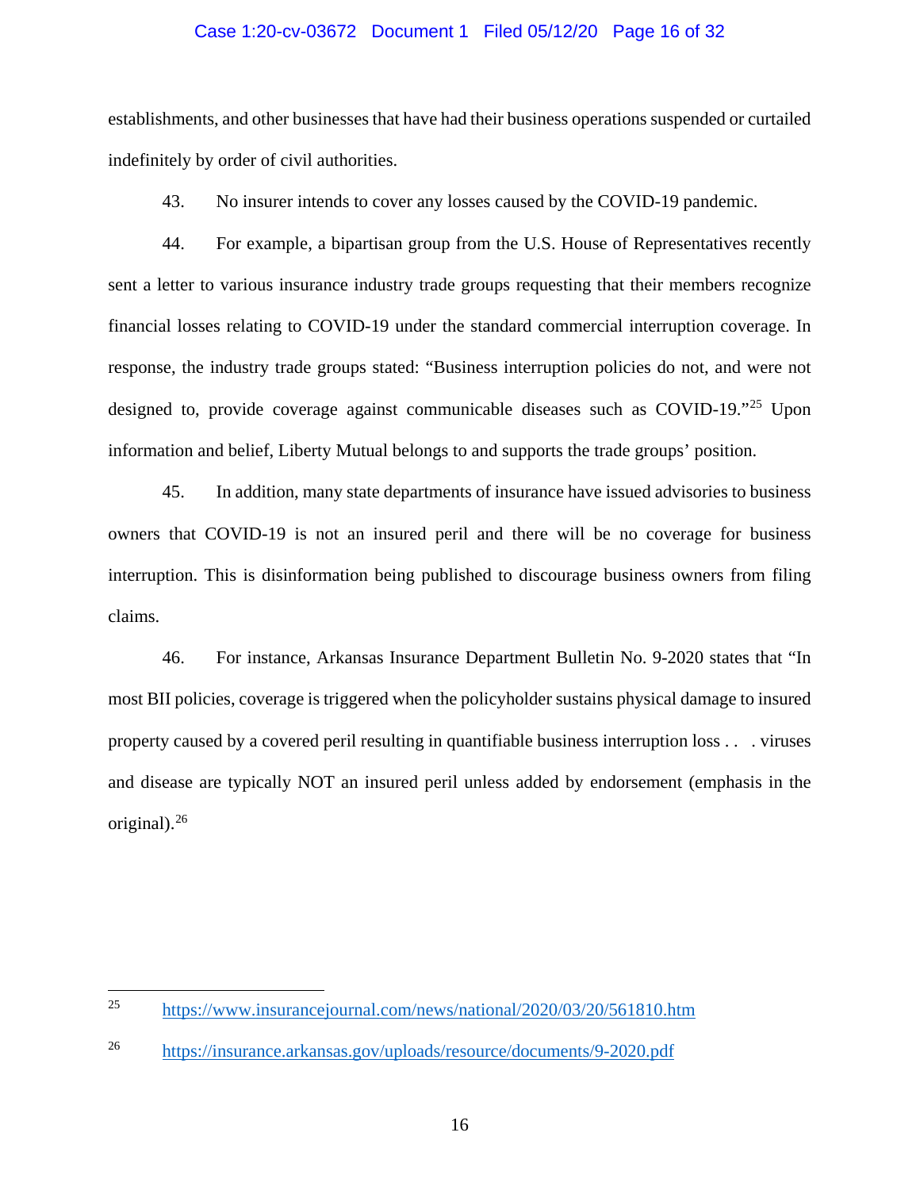establishments, and other businesses that have had their business operations suspended or curtailed indefinitely by order of civil authorities.

43. No insurer intends to cover any losses caused by the COVID-19 pandemic.

44. For example, a bipartisan group from the U.S. House of Representatives recently sent a letter to various insurance industry trade groups requesting that their members recognize financial losses relating to COVID-19 under the standard commercial interruption coverage. In response, the industry trade groups stated: "Business interruption policies do not, and were not designed to, provide coverage against communicable diseases such as COVID-19."[25] Upon information and belief, Liberty Mutual belongs to and supports the trade groups' position.

45. In addition, many state departments of insurance have issued advisories to business owners that COVID-19 is not an insured peril and there will be no coverage for business interruption. This is disinformation being published to discourage business owners from filing claims.

46. For instance, Arkansas Insurance Department Bulletin No. 9-2020 states that "In most BII policies, coverage is triggered when the policyholder sustains physical damage to insured property caused by a covered peril resulting in quantifiable business interruption loss . . . viruses and disease are typically NOT an insured peril unless added by endorsement (emphasis in the original).[26]

---

[25] https://www.insurancejournal.com/news/national/2020/03/20/561810.htm

[26] https://insurance.arkansas.gov/uploads/resource/documents/9-2020.pdf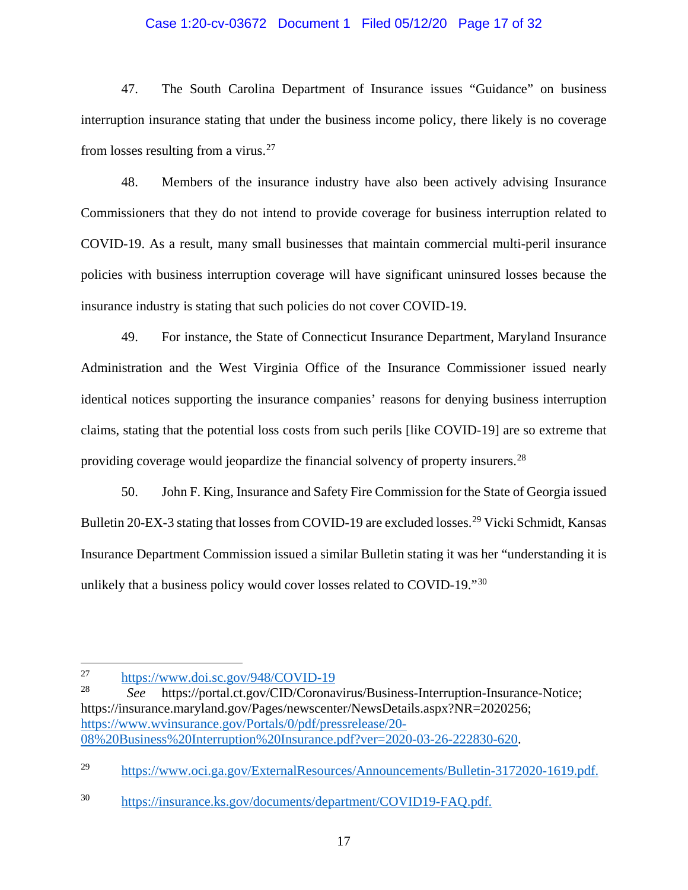47. The South Carolina Department of Insurance issues "Guidance" on business interruption insurance stating that under the business income policy, there likely is no coverage from losses resulting from a virus.[27]

48. Members of the insurance industry have also been actively advising Insurance Commissioners that they do not intend to provide coverage for business interruption related to COVID-19. As a result, many small businesses that maintain commercial multi-peril insurance policies with business interruption coverage will have significant uninsured losses because the insurance industry is stating that such policies do not cover COVID-19.

49. For instance, the State of Connecticut Insurance Department, Maryland Insurance Administration and the West Virginia Office of the Insurance Commissioner issued nearly identical notices supporting the insurance companies' reasons for denying business interruption claims, stating that the potential loss costs from such perils [like COVID-19] are so extreme that providing coverage would jeopardize the financial solvency of property insurers.[28]

50. John F. King, Insurance and Safety Fire Commission for the State of Georgia issued Bulletin 20-EX-3 stating that losses from COVID-19 are excluded losses.[29] Vicki Schmidt, Kansas Insurance Department Commission issued a similar Bulletin stating it was her "understanding it is unlikely that a business policy would cover losses related to COVID-19."[30]

---

[27] https://www.doi.sc.gov/948/COVID-19

[28] *See* https://portal.ct.gov/CID/Coronavirus/Business-Interruption-Insurance-Notice; https://insurance.maryland.gov/Pages/newscenter/NewsDetails.aspx?NR=2020256; https://www.wvinsurance.gov/Portals/0/pdf/pressrelease/20-08%20Business%20Interruption%20Insurance.pdf?ver=2020-03-26-222830-620.

[29] https://www.oci.ga.gov/ExternalResources/Announcements/Bulletin-3172020-1619.pdf.

[30] https://insurance.ks.gov/documents/department/COVID19-FAQ.pdf.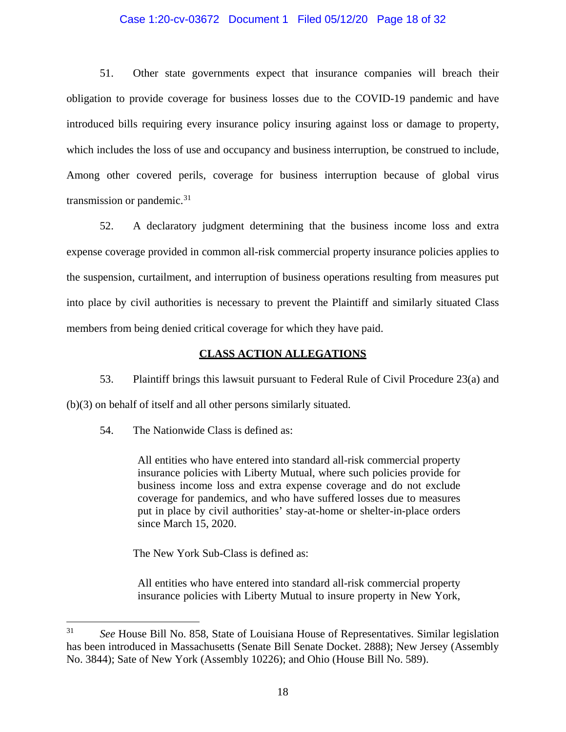51. Other state governments expect that insurance companies will breach their obligation to provide coverage for business losses due to the COVID-19 pandemic and have introduced bills requiring every insurance policy insuring against loss or damage to property, which includes the loss of use and occupancy and business interruption, be construed to include, Among other covered perils, coverage for business interruption because of global virus transmission or pandemic.[31]

52. A declaratory judgment determining that the business income loss and extra expense coverage provided in common all-risk commercial property insurance policies applies to the suspension, curtailment, and interruption of business operations resulting from measures put into place by civil authorities is necessary to prevent the Plaintiff and similarly situated Class members from being denied critical coverage for which they have paid.

## CLASS ACTION ALLEGATIONS

53. Plaintiff brings this lawsuit pursuant to Federal Rule of Civil Procedure 23(a) and (b)(3) on behalf of itself and all other persons similarly situated.

54. The Nationwide Class is defined as:

> All entities who have entered into standard all-risk commercial property insurance policies with Liberty Mutual, where such policies provide for business income loss and extra expense coverage and do not exclude coverage for pandemics, and who have suffered losses due to measures put in place by civil authorities' stay-at-home or shelter-in-place orders since March 15, 2020.

The New York Sub-Class is defined as:

> All entities who have entered into standard all-risk commercial property insurance policies with Liberty Mutual to insure property in New York,

---

[31] *See* House Bill No. 858, State of Louisiana House of Representatives. Similar legislation has been introduced in Massachusetts (Senate Bill Senate Docket. 2888); New Jersey (Assembly No. 3844); Sate of New York (Assembly 10226); and Ohio (House Bill No. 589).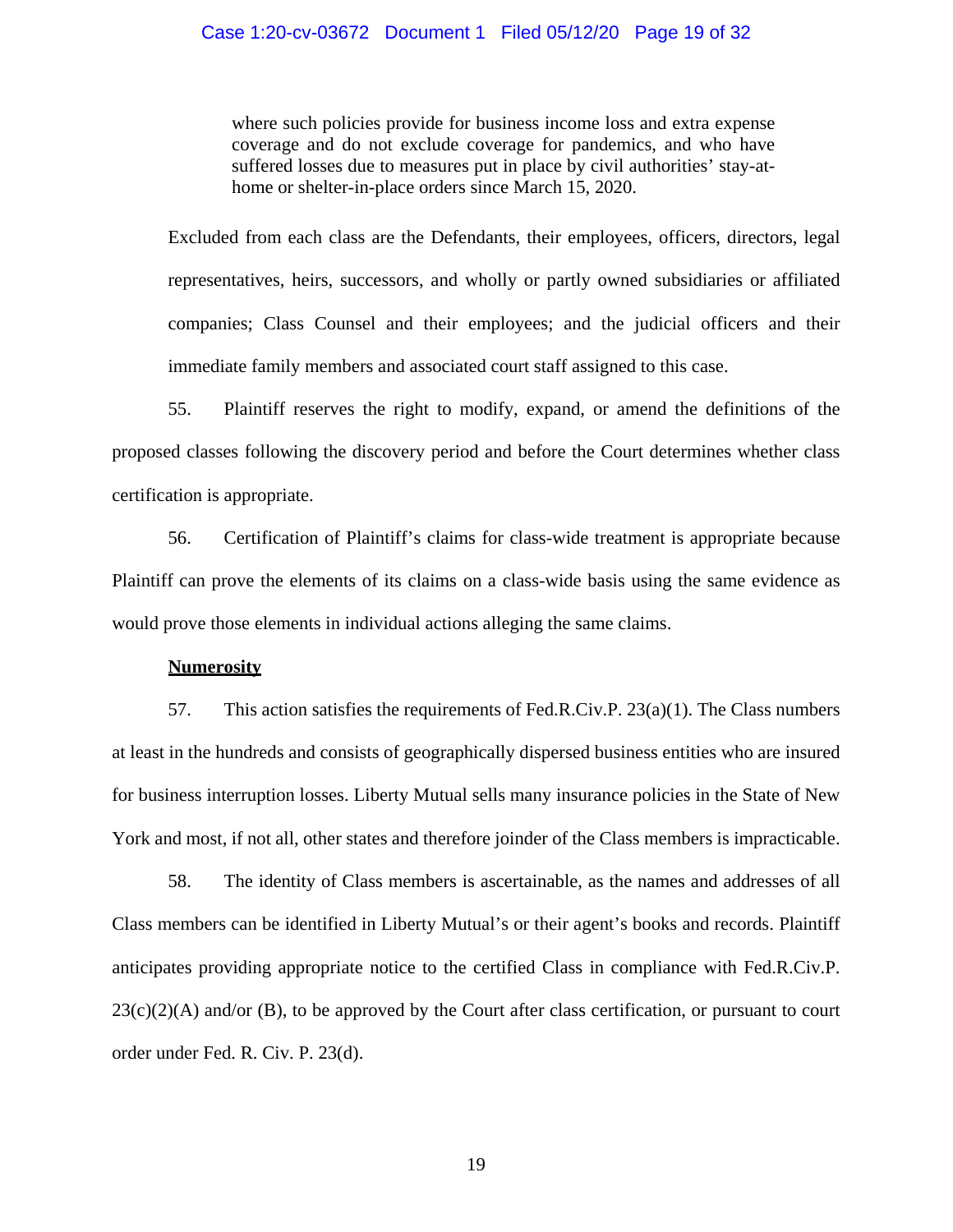> where such policies provide for business income loss and extra expense coverage and do not exclude coverage for pandemics, and who have suffered losses due to measures put in place by civil authorities' stay-at-home or shelter-in-place orders since March 15, 2020.

Excluded from each class are the Defendants, their employees, officers, directors, legal representatives, heirs, successors, and wholly or partly owned subsidiaries or affiliated companies; Class Counsel and their employees; and the judicial officers and their immediate family members and associated court staff assigned to this case.

55. Plaintiff reserves the right to modify, expand, or amend the definitions of the proposed classes following the discovery period and before the Court determines whether class certification is appropriate.

56. Certification of Plaintiff's claims for class-wide treatment is appropriate because Plaintiff can prove the elements of its claims on a class-wide basis using the same evidence as would prove those elements in individual actions alleging the same claims.

**Numerosity**

57. This action satisfies the requirements of Fed.R.Civ.P. 23(a)(1). The Class numbers at least in the hundreds and consists of geographically dispersed business entities who are insured for business interruption losses. Liberty Mutual sells many insurance policies in the State of New York and most, if not all, other states and therefore joinder of the Class members is impracticable.

58. The identity of Class members is ascertainable, as the names and addresses of all Class members can be identified in Liberty Mutual's or their agent's books and records. Plaintiff anticipates providing appropriate notice to the certified Class in compliance with Fed.R.Civ.P. 23(c)(2)(A) and/or (B), to be approved by the Court after class certification, or pursuant to court order under Fed. R. Civ. P. 23(d).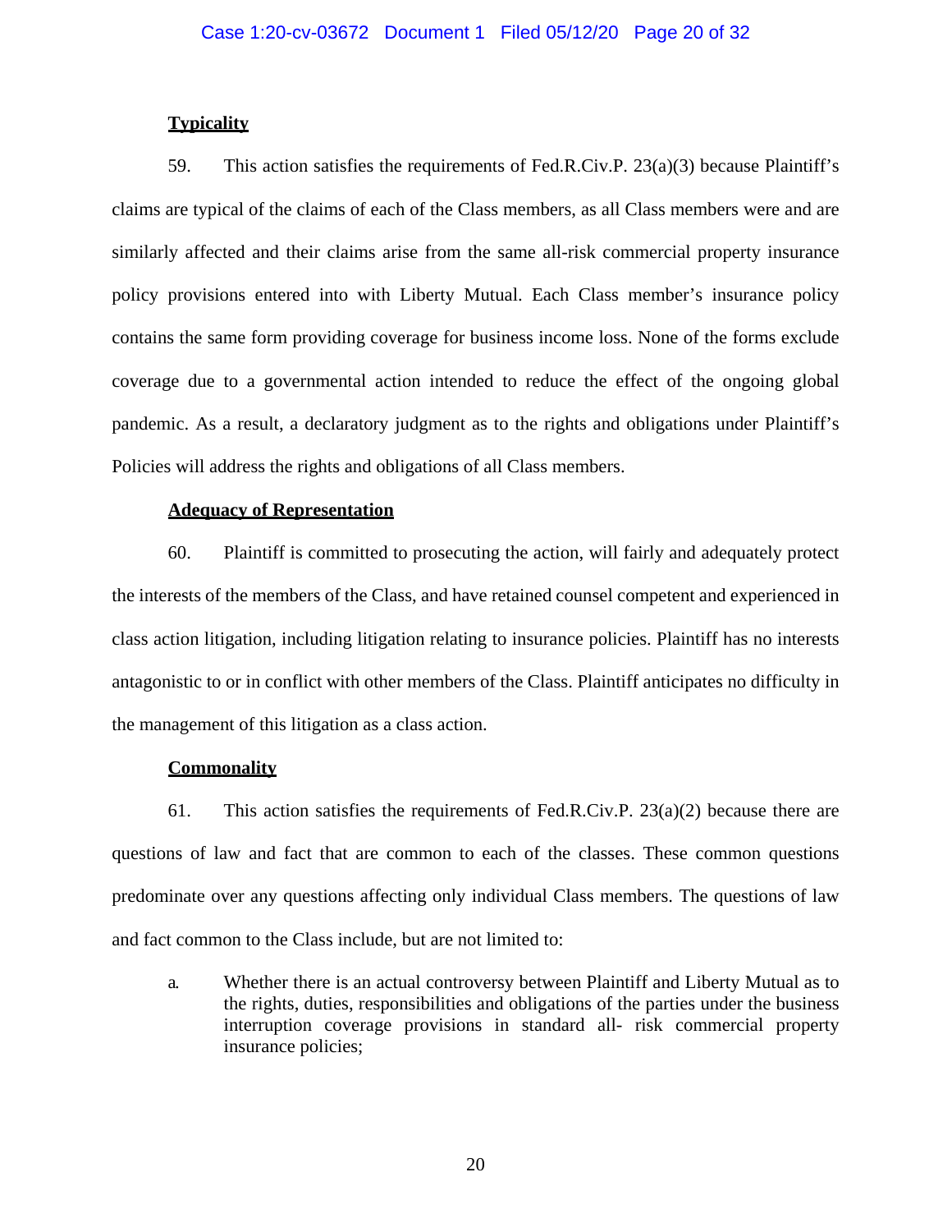**Typicality**

59. This action satisfies the requirements of Fed.R.Civ.P. 23(a)(3) because Plaintiff's claims are typical of the claims of each of the Class members, as all Class members were and are similarly affected and their claims arise from the same all-risk commercial property insurance policy provisions entered into with Liberty Mutual. Each Class member's insurance policy contains the same form providing coverage for business income loss. None of the forms exclude coverage due to a governmental action intended to reduce the effect of the ongoing global pandemic. As a result, a declaratory judgment as to the rights and obligations under Plaintiff's Policies will address the rights and obligations of all Class members.

**Adequacy of Representation**

60. Plaintiff is committed to prosecuting the action, will fairly and adequately protect the interests of the members of the Class, and have retained counsel competent and experienced in class action litigation, including litigation relating to insurance policies. Plaintiff has no interests antagonistic to or in conflict with other members of the Class. Plaintiff anticipates no difficulty in the management of this litigation as a class action.

**Commonality**

61. This action satisfies the requirements of Fed.R.Civ.P. 23(a)(2) because there are questions of law and fact that are common to each of the classes. These common questions predominate over any questions affecting only individual Class members. The questions of law and fact common to the Class include, but are not limited to:

a. Whether there is an actual controversy between Plaintiff and Liberty Mutual as to the rights, duties, responsibilities and obligations of the parties under the business interruption coverage provisions in standard all- risk commercial property insurance policies;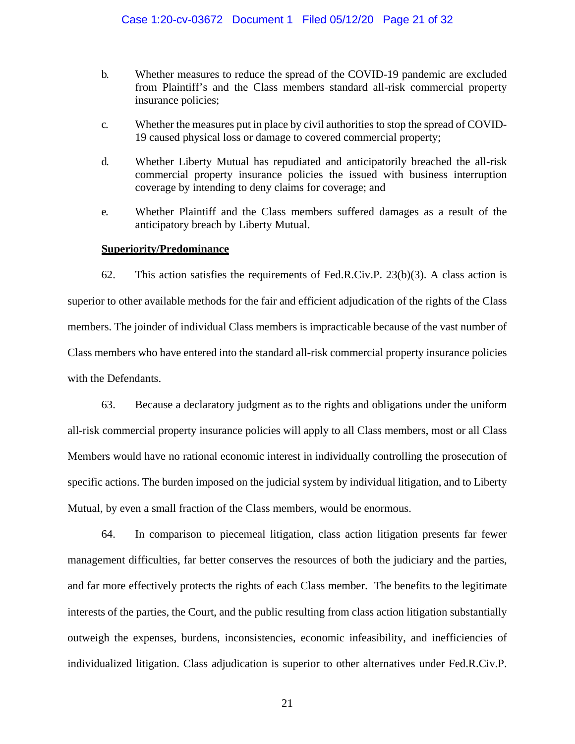b. Whether measures to reduce the spread of the COVID-19 pandemic are excluded from Plaintiff's and the Class members standard all-risk commercial property insurance policies;

c. Whether the measures put in place by civil authorities to stop the spread of COVID-19 caused physical loss or damage to covered commercial property;

d. Whether Liberty Mutual has repudiated and anticipatorily breached the all-risk commercial property insurance policies the issued with business interruption coverage by intending to deny claims for coverage; and

e. Whether Plaintiff and the Class members suffered damages as a result of the anticipatory breach by Liberty Mutual.

**Superiority/Predominance**

62. This action satisfies the requirements of Fed.R.Civ.P. 23(b)(3). A class action is superior to other available methods for the fair and efficient adjudication of the rights of the Class members. The joinder of individual Class members is impracticable because of the vast number of Class members who have entered into the standard all-risk commercial property insurance policies with the Defendants.

63. Because a declaratory judgment as to the rights and obligations under the uniform all-risk commercial property insurance policies will apply to all Class members, most or all Class Members would have no rational economic interest in individually controlling the prosecution of specific actions. The burden imposed on the judicial system by individual litigation, and to Liberty Mutual, by even a small fraction of the Class members, would be enormous.

64. In comparison to piecemeal litigation, class action litigation presents far fewer management difficulties, far better conserves the resources of both the judiciary and the parties, and far more effectively protects the rights of each Class member. The benefits to the legitimate interests of the parties, the Court, and the public resulting from class action litigation substantially outweigh the expenses, burdens, inconsistencies, economic infeasibility, and inefficiencies of individualized litigation. Class adjudication is superior to other alternatives under Fed.R.Civ.P.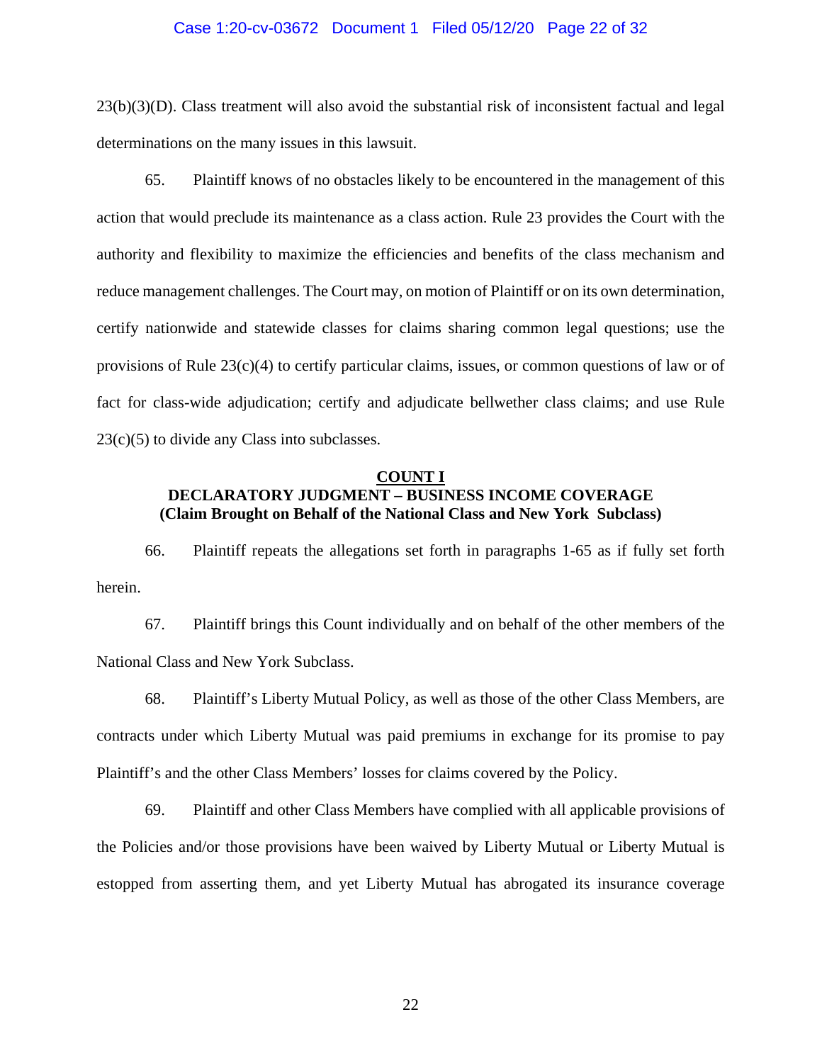23(b)(3)(D). Class treatment will also avoid the substantial risk of inconsistent factual and legal determinations on the many issues in this lawsuit.

65. Plaintiff knows of no obstacles likely to be encountered in the management of this action that would preclude its maintenance as a class action. Rule 23 provides the Court with the authority and flexibility to maximize the efficiencies and benefits of the class mechanism and reduce management challenges. The Court may, on motion of Plaintiff or on its own determination, certify nationwide and statewide classes for claims sharing common legal questions; use the provisions of Rule 23(c)(4) to certify particular claims, issues, or common questions of law or of fact for class-wide adjudication; certify and adjudicate bellwether class claims; and use Rule 23(c)(5) to divide any Class into subclasses.

## COUNT I
## DECLARATORY JUDGMENT – BUSINESS INCOME COVERAGE
### (Claim Brought on Behalf of the National Class and New York Subclass)

66. Plaintiff repeats the allegations set forth in paragraphs 1-65 as if fully set forth herein.

67. Plaintiff brings this Count individually and on behalf of the other members of the National Class and New York Subclass.

68. Plaintiff's Liberty Mutual Policy, as well as those of the other Class Members, are contracts under which Liberty Mutual was paid premiums in exchange for its promise to pay Plaintiff's and the other Class Members' losses for claims covered by the Policy.

69. Plaintiff and other Class Members have complied with all applicable provisions of the Policies and/or those provisions have been waived by Liberty Mutual or Liberty Mutual is estopped from asserting them, and yet Liberty Mutual has abrogated its insurance coverage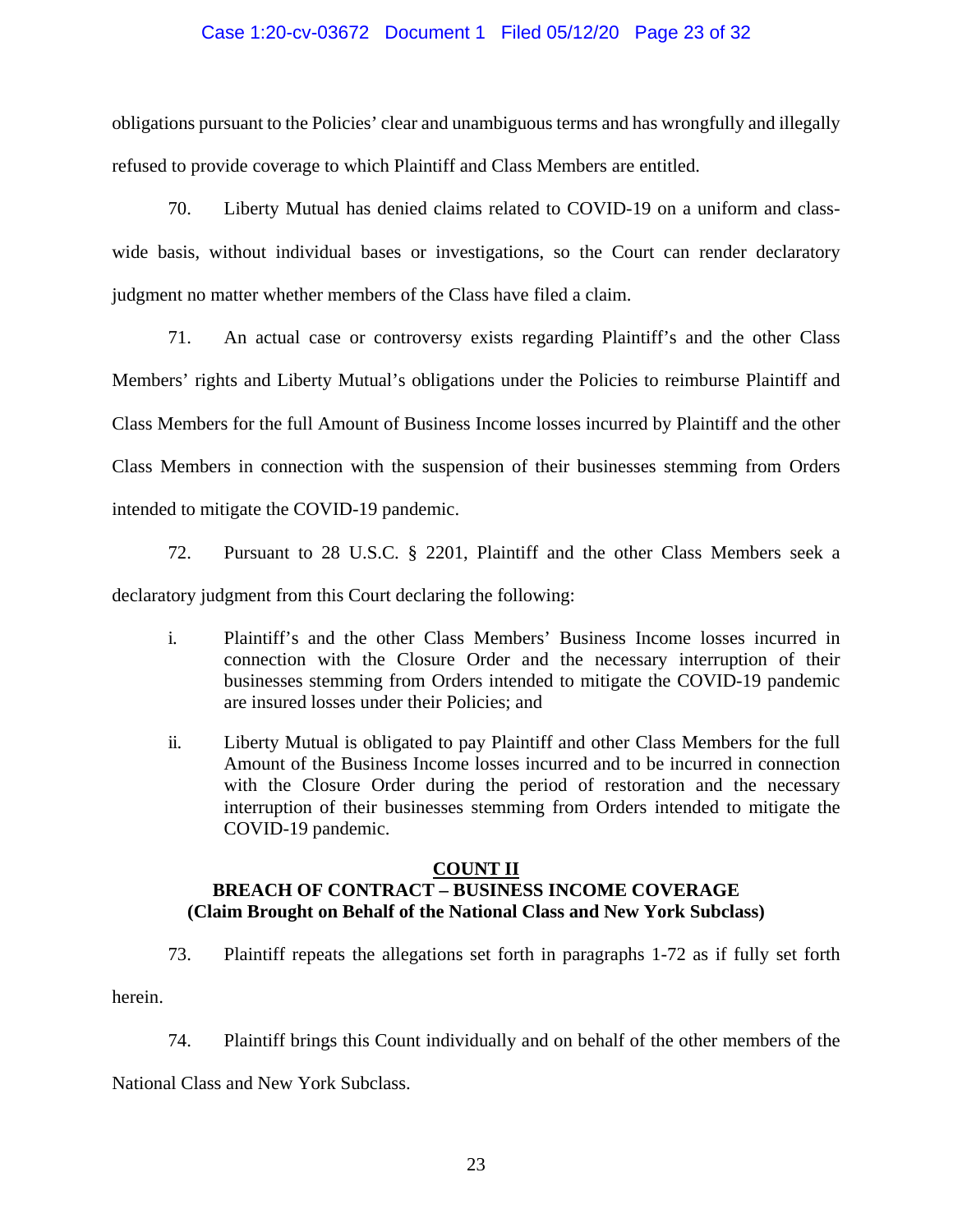obligations pursuant to the Policies' clear and unambiguous terms and has wrongfully and illegally refused to provide coverage to which Plaintiff and Class Members are entitled.

70. Liberty Mutual has denied claims related to COVID-19 on a uniform and class-wide basis, without individual bases or investigations, so the Court can render declaratory judgment no matter whether members of the Class have filed a claim.

71. An actual case or controversy exists regarding Plaintiff's and the other Class Members' rights and Liberty Mutual's obligations under the Policies to reimburse Plaintiff and Class Members for the full Amount of Business Income losses incurred by Plaintiff and the other Class Members in connection with the suspension of their businesses stemming from Orders intended to mitigate the COVID-19 pandemic.

72. Pursuant to 28 U.S.C. § 2201, Plaintiff and the other Class Members seek a declaratory judgment from this Court declaring the following:

i. Plaintiff's and the other Class Members' Business Income losses incurred in connection with the Closure Order and the necessary interruption of their businesses stemming from Orders intended to mitigate the COVID-19 pandemic are insured losses under their Policies; and

ii. Liberty Mutual is obligated to pay Plaintiff and other Class Members for the full Amount of the Business Income losses incurred and to be incurred in connection with the Closure Order during the period of restoration and the necessary interruption of their businesses stemming from Orders intended to mitigate the COVID-19 pandemic.

**COUNT II**
**BREACH OF CONTRACT – BUSINESS INCOME COVERAGE**
**(Claim Brought on Behalf of the National Class and New York Subclass)**

73. Plaintiff repeats the allegations set forth in paragraphs 1-72 as if fully set forth herein.

74. Plaintiff brings this Count individually and on behalf of the other members of the National Class and New York Subclass.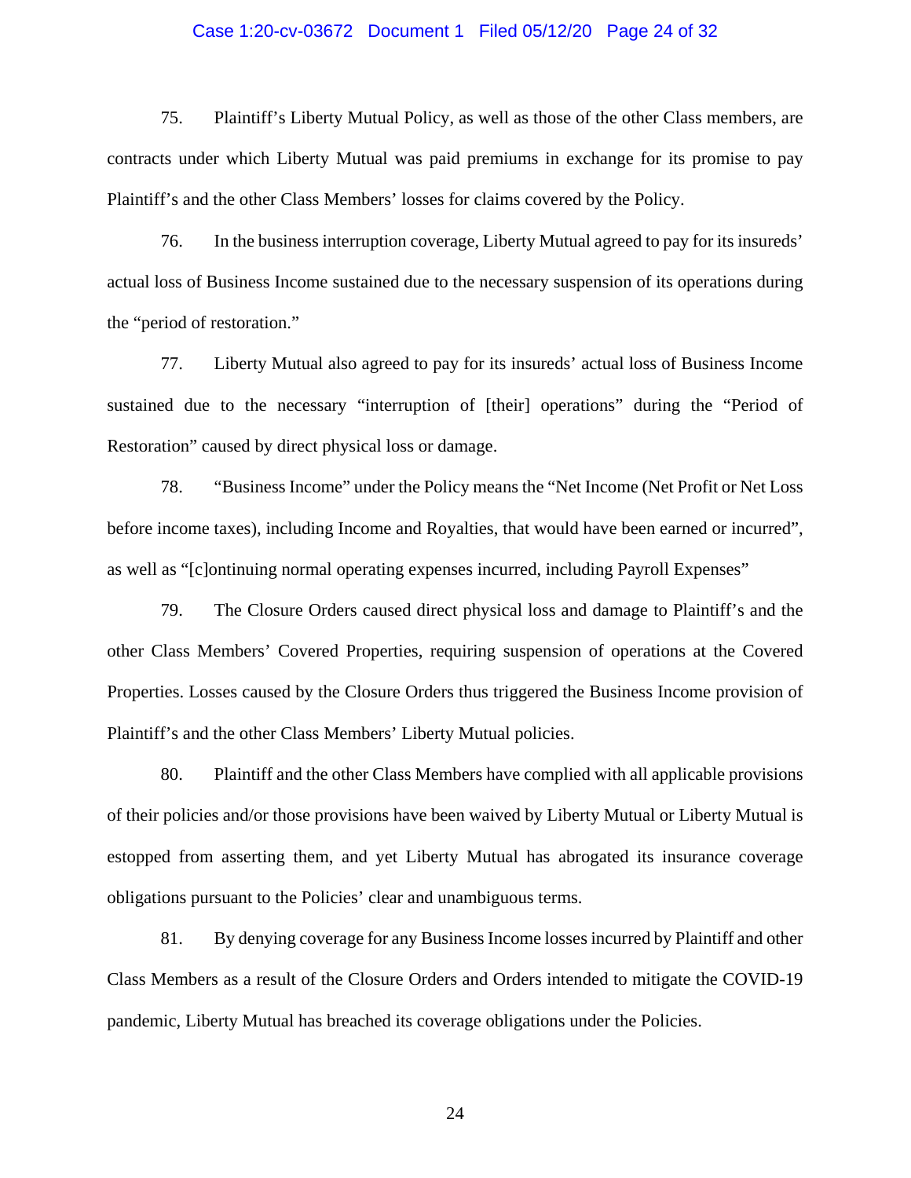75. Plaintiff's Liberty Mutual Policy, as well as those of the other Class members, are contracts under which Liberty Mutual was paid premiums in exchange for its promise to pay Plaintiff's and the other Class Members' losses for claims covered by the Policy.

76. In the business interruption coverage, Liberty Mutual agreed to pay for its insureds' actual loss of Business Income sustained due to the necessary suspension of its operations during the "period of restoration."

77. Liberty Mutual also agreed to pay for its insureds' actual loss of Business Income sustained due to the necessary "interruption of [their] operations" during the "Period of Restoration" caused by direct physical loss or damage.

78. "Business Income" under the Policy means the "Net Income (Net Profit or Net Loss before income taxes), including Income and Royalties, that would have been earned or incurred", as well as "[c]ontinuing normal operating expenses incurred, including Payroll Expenses"

79. The Closure Orders caused direct physical loss and damage to Plaintiff's and the other Class Members' Covered Properties, requiring suspension of operations at the Covered Properties. Losses caused by the Closure Orders thus triggered the Business Income provision of Plaintiff's and the other Class Members' Liberty Mutual policies.

80. Plaintiff and the other Class Members have complied with all applicable provisions of their policies and/or those provisions have been waived by Liberty Mutual or Liberty Mutual is estopped from asserting them, and yet Liberty Mutual has abrogated its insurance coverage obligations pursuant to the Policies' clear and unambiguous terms.

81. By denying coverage for any Business Income losses incurred by Plaintiff and other Class Members as a result of the Closure Orders and Orders intended to mitigate the COVID-19 pandemic, Liberty Mutual has breached its coverage obligations under the Policies.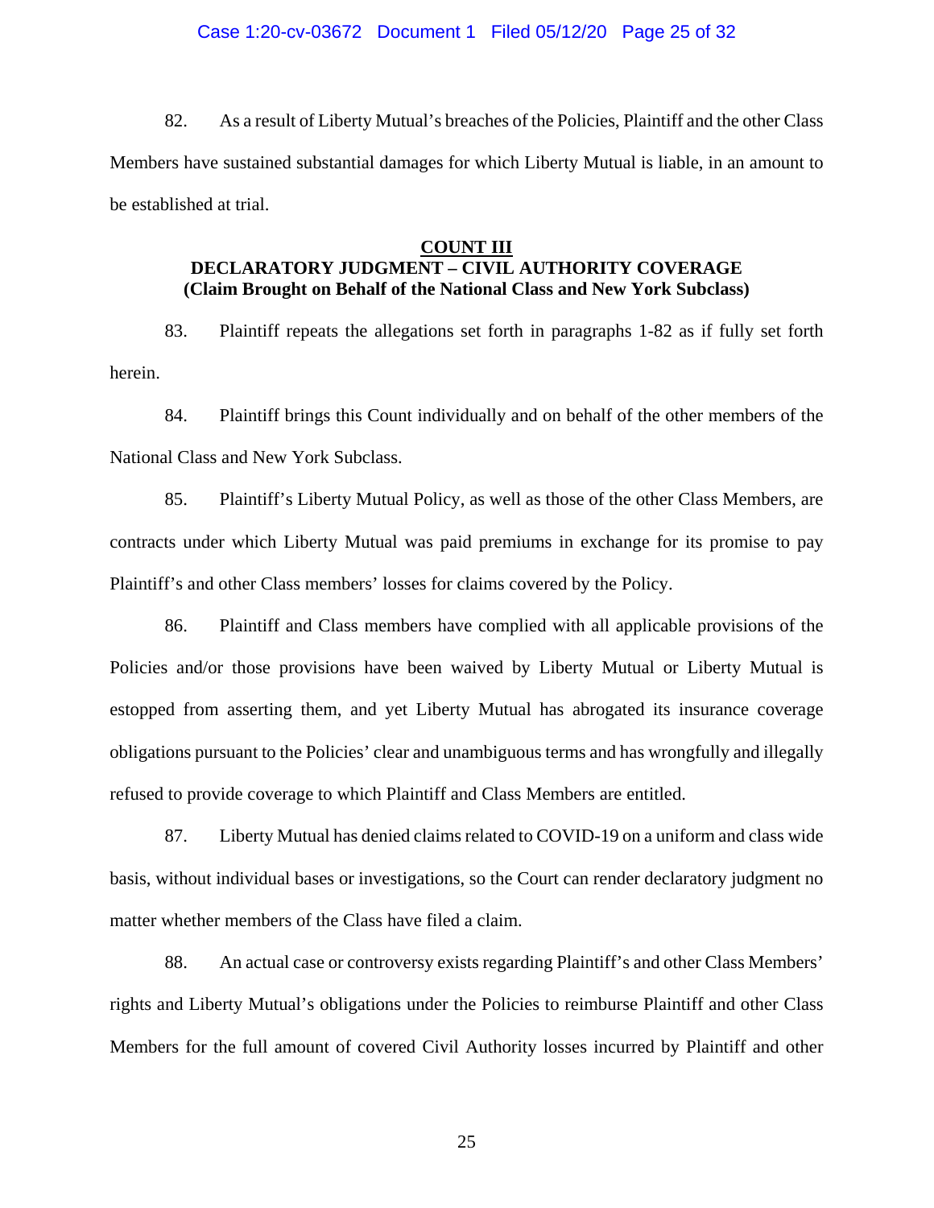82. As a result of Liberty Mutual's breaches of the Policies, Plaintiff and the other Class Members have sustained substantial damages for which Liberty Mutual is liable, in an amount to be established at trial.

**COUNT III**
**DECLARATORY JUDGMENT – CIVIL AUTHORITY COVERAGE**
**(Claim Brought on Behalf of the National Class and New York Subclass)**

83. Plaintiff repeats the allegations set forth in paragraphs 1-82 as if fully set forth herein.

84. Plaintiff brings this Count individually and on behalf of the other members of the National Class and New York Subclass.

85. Plaintiff's Liberty Mutual Policy, as well as those of the other Class Members, are contracts under which Liberty Mutual was paid premiums in exchange for its promise to pay Plaintiff's and other Class members' losses for claims covered by the Policy.

86. Plaintiff and Class members have complied with all applicable provisions of the Policies and/or those provisions have been waived by Liberty Mutual or Liberty Mutual is estopped from asserting them, and yet Liberty Mutual has abrogated its insurance coverage obligations pursuant to the Policies' clear and unambiguous terms and has wrongfully and illegally refused to provide coverage to which Plaintiff and Class Members are entitled.

87. Liberty Mutual has denied claims related to COVID-19 on a uniform and class wide basis, without individual bases or investigations, so the Court can render declaratory judgment no matter whether members of the Class have filed a claim.

88. An actual case or controversy exists regarding Plaintiff's and other Class Members' rights and Liberty Mutual's obligations under the Policies to reimburse Plaintiff and other Class Members for the full amount of covered Civil Authority losses incurred by Plaintiff and other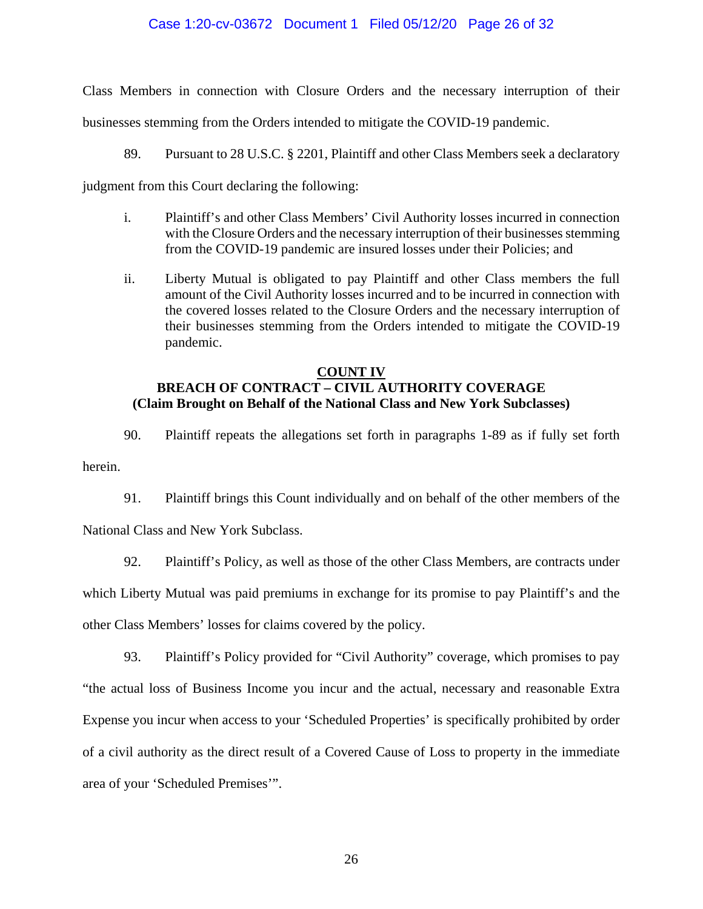Class Members in connection with Closure Orders and the necessary interruption of their businesses stemming from the Orders intended to mitigate the COVID-19 pandemic.

89. Pursuant to 28 U.S.C. § 2201, Plaintiff and other Class Members seek a declaratory judgment from this Court declaring the following:

i. Plaintiff's and other Class Members' Civil Authority losses incurred in connection with the Closure Orders and the necessary interruption of their businesses stemming from the COVID-19 pandemic are insured losses under their Policies; and

ii. Liberty Mutual is obligated to pay Plaintiff and other Class members the full amount of the Civil Authority losses incurred and to be incurred in connection with the covered losses related to the Closure Orders and the necessary interruption of their businesses stemming from the Orders intended to mitigate the COVID-19 pandemic.

## COUNT IV
## BREACH OF CONTRACT – CIVIL AUTHORITY COVERAGE
## (Claim Brought on Behalf of the National Class and New York Subclasses)

90. Plaintiff repeats the allegations set forth in paragraphs 1-89 as if fully set forth herein.

91. Plaintiff brings this Count individually and on behalf of the other members of the National Class and New York Subclass.

92. Plaintiff's Policy, as well as those of the other Class Members, are contracts under which Liberty Mutual was paid premiums in exchange for its promise to pay Plaintiff's and the other Class Members' losses for claims covered by the policy.

93. Plaintiff's Policy provided for "Civil Authority" coverage, which promises to pay "the actual loss of Business Income you incur and the actual, necessary and reasonable Extra Expense you incur when access to your 'Scheduled Properties' is specifically prohibited by order of a civil authority as the direct result of a Covered Cause of Loss to property in the immediate area of your 'Scheduled Premises'".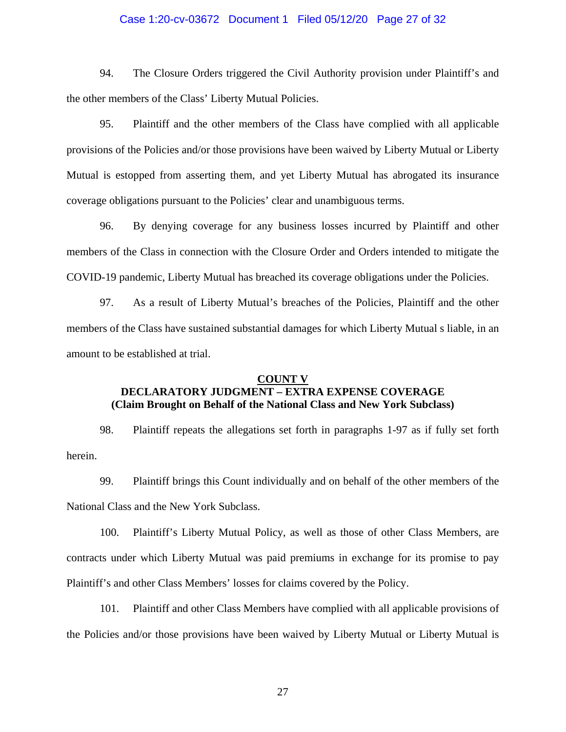94. The Closure Orders triggered the Civil Authority provision under Plaintiff's and the other members of the Class' Liberty Mutual Policies.

95. Plaintiff and the other members of the Class have complied with all applicable provisions of the Policies and/or those provisions have been waived by Liberty Mutual or Liberty Mutual is estopped from asserting them, and yet Liberty Mutual has abrogated its insurance coverage obligations pursuant to the Policies' clear and unambiguous terms.

96. By denying coverage for any business losses incurred by Plaintiff and other members of the Class in connection with the Closure Order and Orders intended to mitigate the COVID-19 pandemic, Liberty Mutual has breached its coverage obligations under the Policies.

97. As a result of Liberty Mutual's breaches of the Policies, Plaintiff and the other members of the Class have sustained substantial damages for which Liberty Mutual s liable, in an amount to be established at trial.

**COUNT V**
**DECLARATORY JUDGMENT – EXTRA EXPENSE COVERAGE**
**(Claim Brought on Behalf of the National Class and New York Subclass)**

98. Plaintiff repeats the allegations set forth in paragraphs 1-97 as if fully set forth herein.

99. Plaintiff brings this Count individually and on behalf of the other members of the National Class and the New York Subclass.

100. Plaintiff's Liberty Mutual Policy, as well as those of other Class Members, are contracts under which Liberty Mutual was paid premiums in exchange for its promise to pay Plaintiff's and other Class Members' losses for claims covered by the Policy.

101. Plaintiff and other Class Members have complied with all applicable provisions of the Policies and/or those provisions have been waived by Liberty Mutual or Liberty Mutual is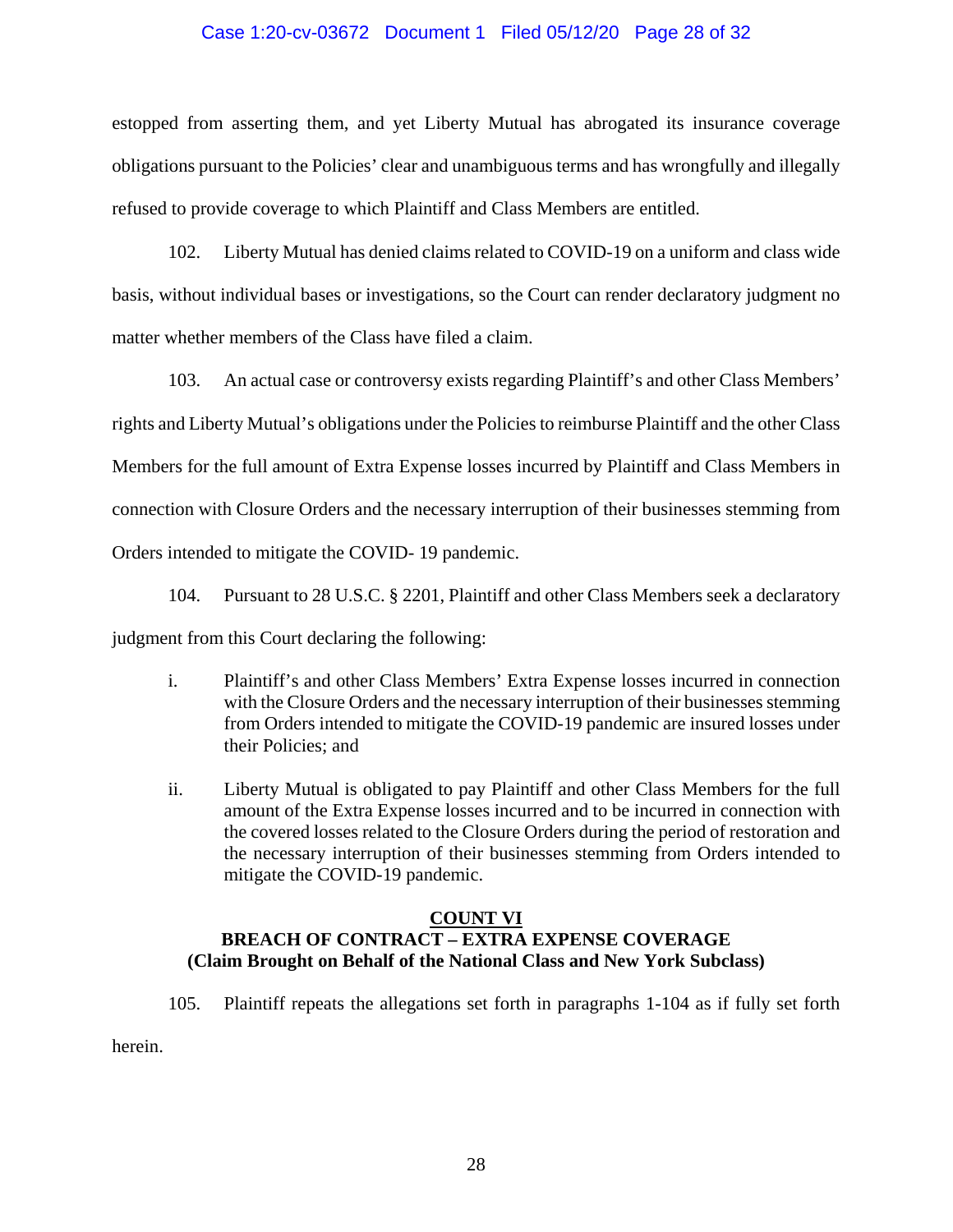estopped from asserting them, and yet Liberty Mutual has abrogated its insurance coverage obligations pursuant to the Policies' clear and unambiguous terms and has wrongfully and illegally refused to provide coverage to which Plaintiff and Class Members are entitled.

102. Liberty Mutual has denied claims related to COVID-19 on a uniform and class wide basis, without individual bases or investigations, so the Court can render declaratory judgment no matter whether members of the Class have filed a claim.

103. An actual case or controversy exists regarding Plaintiff's and other Class Members' rights and Liberty Mutual's obligations under the Policies to reimburse Plaintiff and the other Class Members for the full amount of Extra Expense losses incurred by Plaintiff and Class Members in connection with Closure Orders and the necessary interruption of their businesses stemming from Orders intended to mitigate the COVID- 19 pandemic.

104. Pursuant to 28 U.S.C. § 2201, Plaintiff and other Class Members seek a declaratory judgment from this Court declaring the following:

i. Plaintiff's and other Class Members' Extra Expense losses incurred in connection with the Closure Orders and the necessary interruption of their businesses stemming from Orders intended to mitigate the COVID-19 pandemic are insured losses under their Policies; and

ii. Liberty Mutual is obligated to pay Plaintiff and other Class Members for the full amount of the Extra Expense losses incurred and to be incurred in connection with the covered losses related to the Closure Orders during the period of restoration and the necessary interruption of their businesses stemming from Orders intended to mitigate the COVID-19 pandemic.

## COUNT VI
## BREACH OF CONTRACT – EXTRA EXPENSE COVERAGE
### (Claim Brought on Behalf of the National Class and New York Subclass)

105. Plaintiff repeats the allegations set forth in paragraphs 1-104 as if fully set forth herein.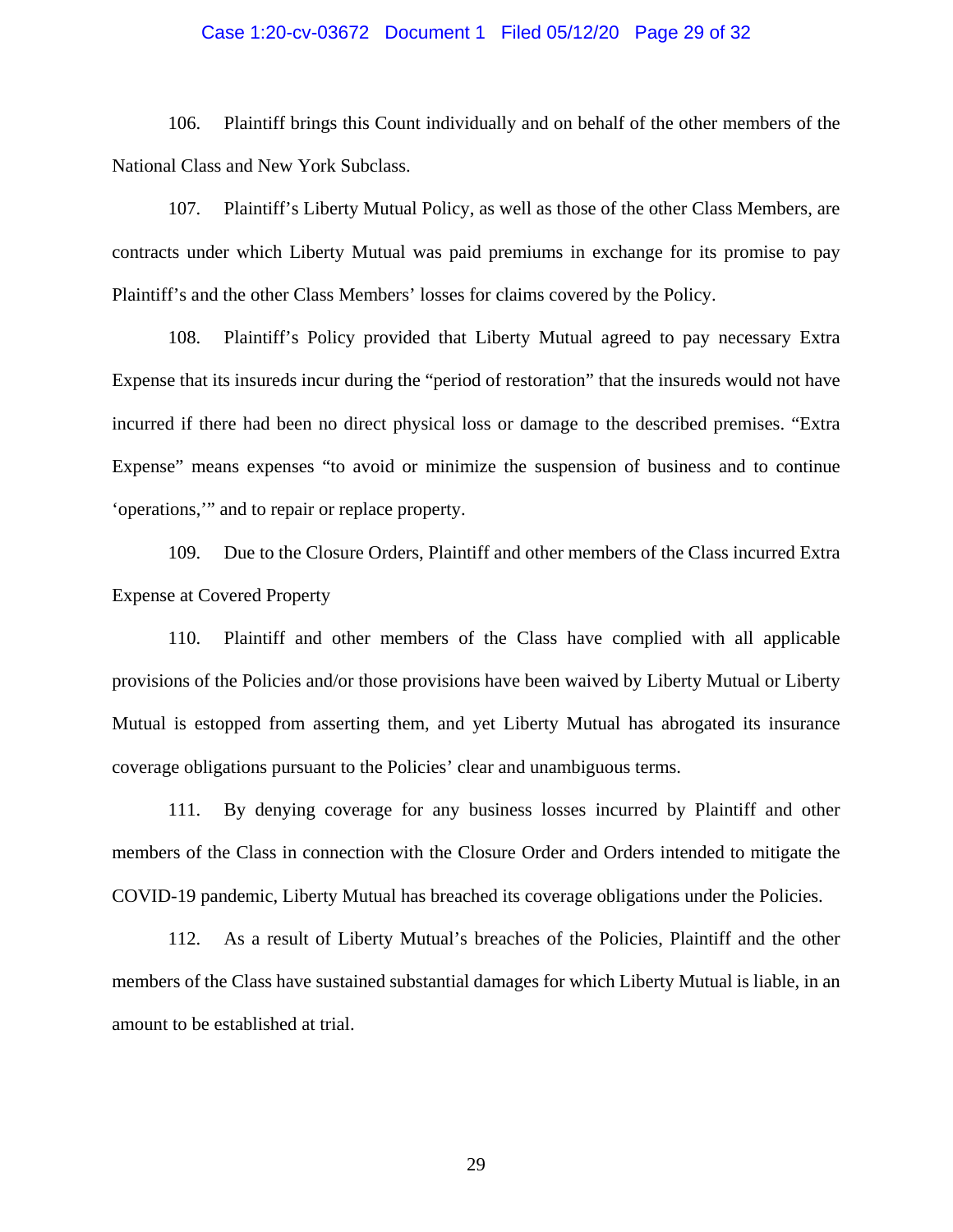106. Plaintiff brings this Count individually and on behalf of the other members of the National Class and New York Subclass.

107. Plaintiff's Liberty Mutual Policy, as well as those of the other Class Members, are contracts under which Liberty Mutual was paid premiums in exchange for its promise to pay Plaintiff's and the other Class Members' losses for claims covered by the Policy.

108. Plaintiff's Policy provided that Liberty Mutual agreed to pay necessary Extra Expense that its insureds incur during the "period of restoration" that the insureds would not have incurred if there had been no direct physical loss or damage to the described premises. "Extra Expense" means expenses "to avoid or minimize the suspension of business and to continue 'operations,'" and to repair or replace property.

109. Due to the Closure Orders, Plaintiff and other members of the Class incurred Extra Expense at Covered Property

110. Plaintiff and other members of the Class have complied with all applicable provisions of the Policies and/or those provisions have been waived by Liberty Mutual or Liberty Mutual is estopped from asserting them, and yet Liberty Mutual has abrogated its insurance coverage obligations pursuant to the Policies' clear and unambiguous terms.

111. By denying coverage for any business losses incurred by Plaintiff and other members of the Class in connection with the Closure Order and Orders intended to mitigate the COVID-19 pandemic, Liberty Mutual has breached its coverage obligations under the Policies.

112. As a result of Liberty Mutual's breaches of the Policies, Plaintiff and the other members of the Class have sustained substantial damages for which Liberty Mutual is liable, in an amount to be established at trial.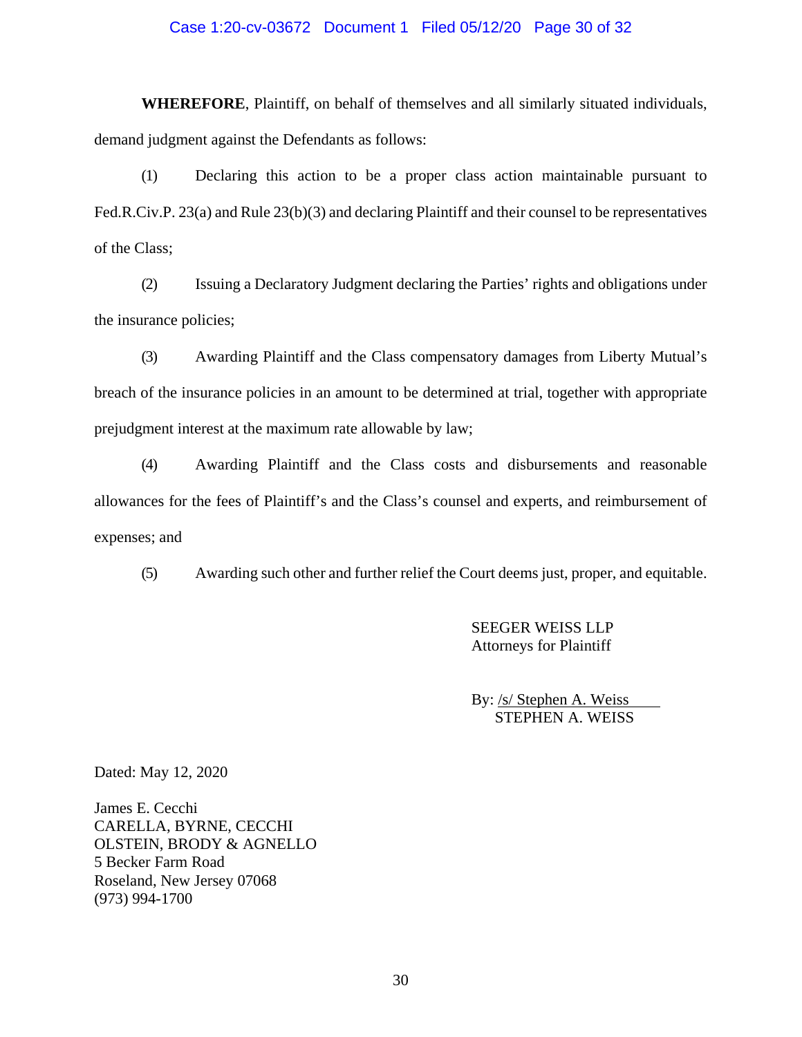**WHEREFORE**, Plaintiff, on behalf of themselves and all similarly situated individuals, demand judgment against the Defendants as follows:

(1) Declaring this action to be a proper class action maintainable pursuant to Fed.R.Civ.P. 23(a) and Rule 23(b)(3) and declaring Plaintiff and their counsel to be representatives of the Class;

(2) Issuing a Declaratory Judgment declaring the Parties' rights and obligations under the insurance policies;

(3) Awarding Plaintiff and the Class compensatory damages from Liberty Mutual's breach of the insurance policies in an amount to be determined at trial, together with appropriate prejudgment interest at the maximum rate allowable by law;

(4) Awarding Plaintiff and the Class costs and disbursements and reasonable allowances for the fees of Plaintiff's and the Class's counsel and experts, and reimbursement of expenses; and

(5) Awarding such other and further relief the Court deems just, proper, and equitable.

SEEGER WEISS LLP
Attorneys for Plaintiff

By: /s/ Stephen A. Weiss
STEPHEN A. WEISS

Dated: May 12, 2020

James E. Cecchi
CARELLA, BYRNE, CECCHI
OLSTEIN, BRODY & AGNELLO
5 Becker Farm Road
Roseland, New Jersey 07068
(973) 994-1700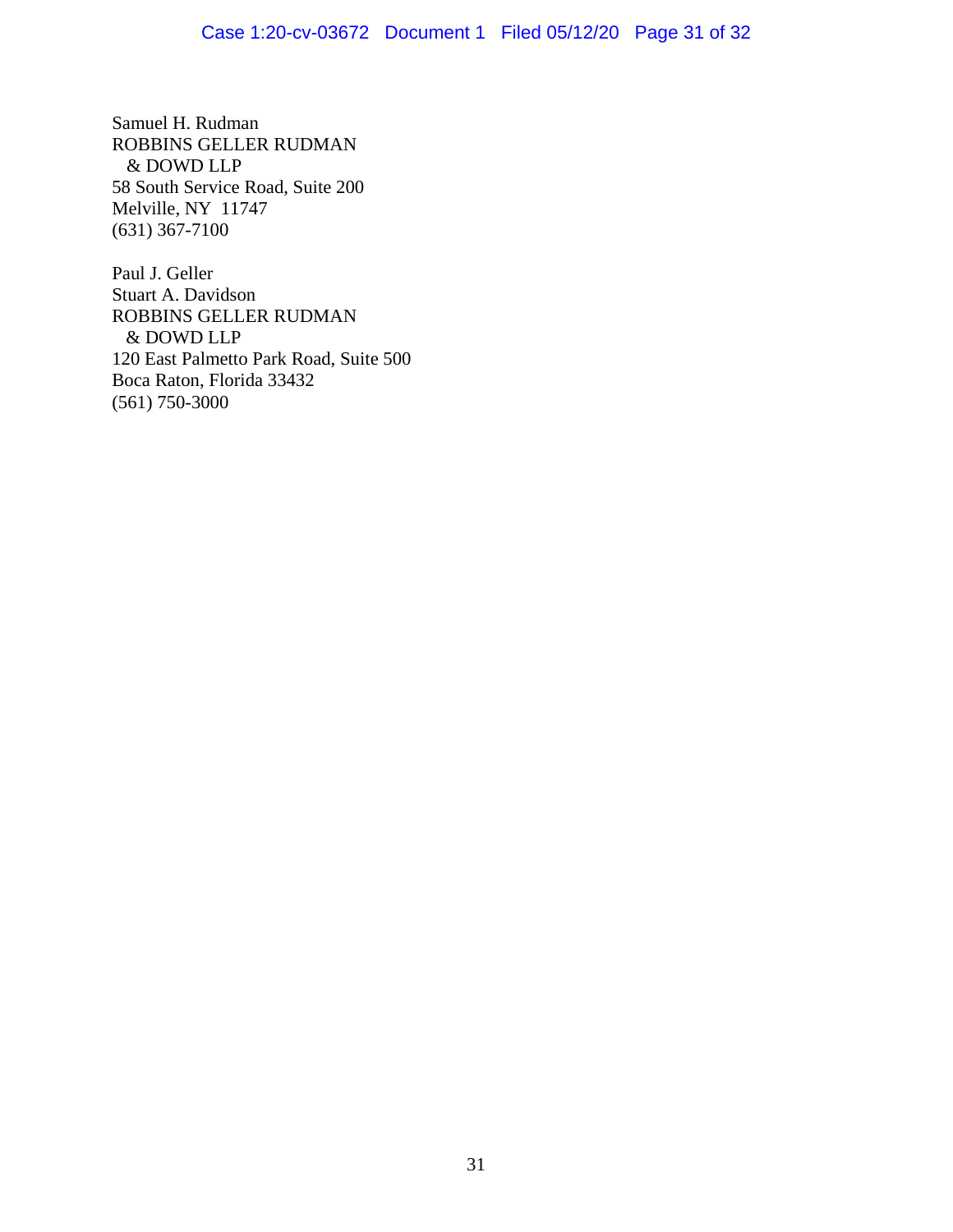Samuel H. Rudman
ROBBINS GELLER RUDMAN
& DOWD LLP
58 South Service Road, Suite 200
Melville, NY 11747
(631) 367-7100

Paul J. Geller
Stuart A. Davidson
ROBBINS GELLER RUDMAN
& DOWD LLP
120 East Palmetto Park Road, Suite 500
Boca Raton, Florida 33432
(561) 750-3000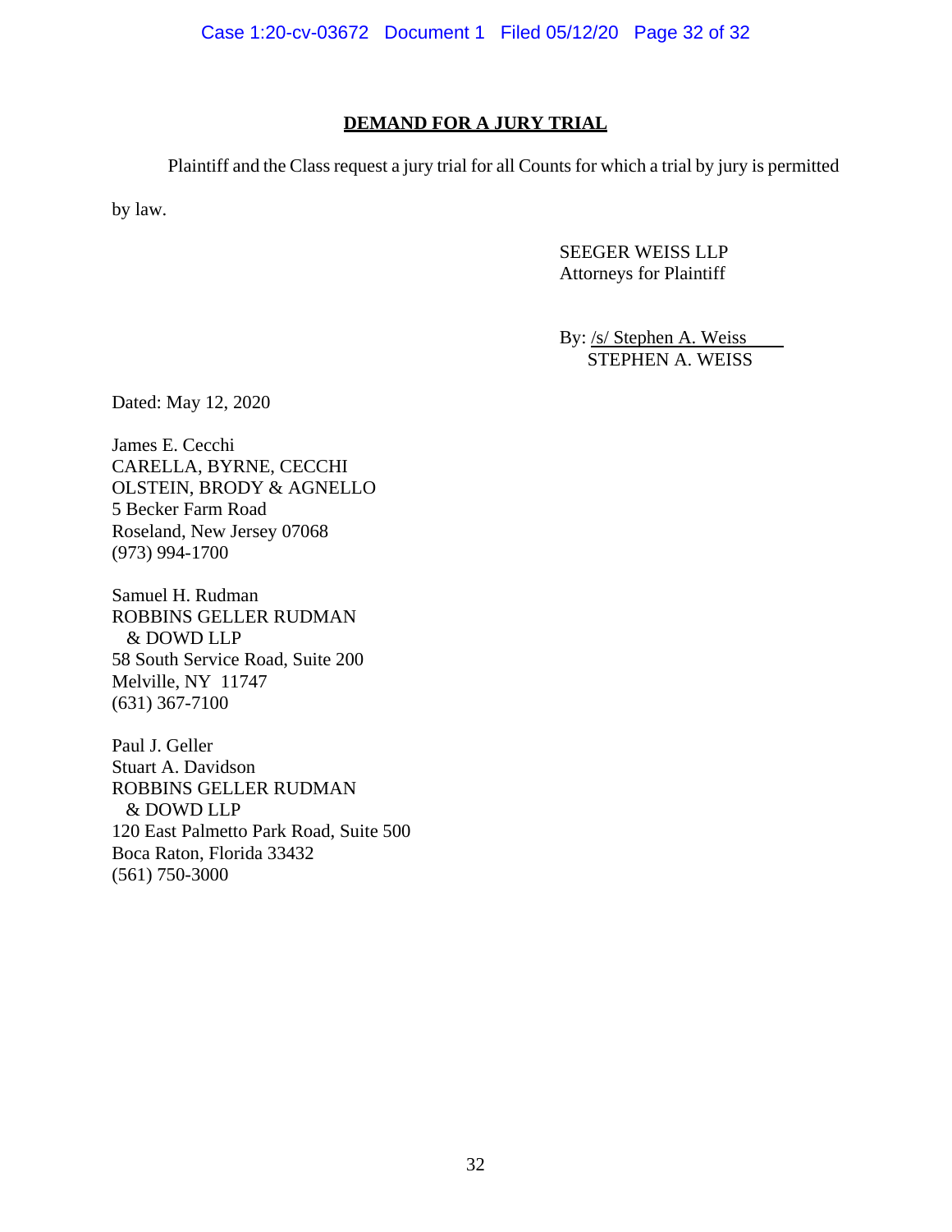**DEMAND FOR A JURY TRIAL**

Plaintiff and the Class request a jury trial for all Counts for which a trial by jury is permitted by law.

SEEGER WEISS LLP
Attorneys for Plaintiff

By: /s/ Stephen A. Weiss
STEPHEN A. WEISS

Dated: May 12, 2020

James E. Cecchi
CARELLA, BYRNE, CECCHI
OLSTEIN, BRODY & AGNELLO
5 Becker Farm Road
Roseland, New Jersey 07068
(973) 994-1700

Samuel H. Rudman
ROBBINS GELLER RUDMAN
& DOWD LLP
58 South Service Road, Suite 200
Melville, NY 11747
(631) 367-7100

Paul J. Geller
Stuart A. Davidson
ROBBINS GELLER RUDMAN
& DOWD LLP
120 East Palmetto Park Road, Suite 500
Boca Raton, Florida 33432
(561) 750-3000